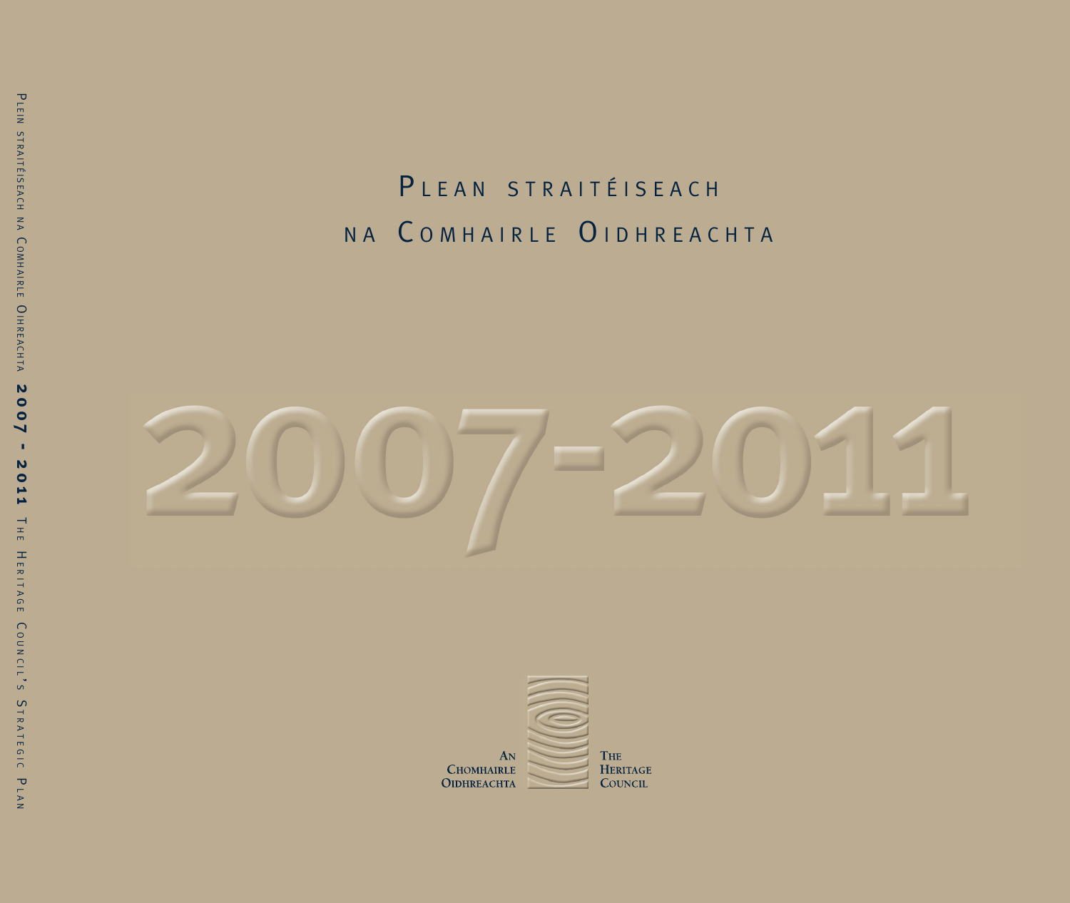# Plean straitéiseach na Comhairle Oidhreachta

# 2007-2011

An Chomhairle Oidhreachta

The Heritage Council

Plein straitéiseach na Comhairle Oihreachta **2007 - 2011** The Heritage Council's Strategic Plan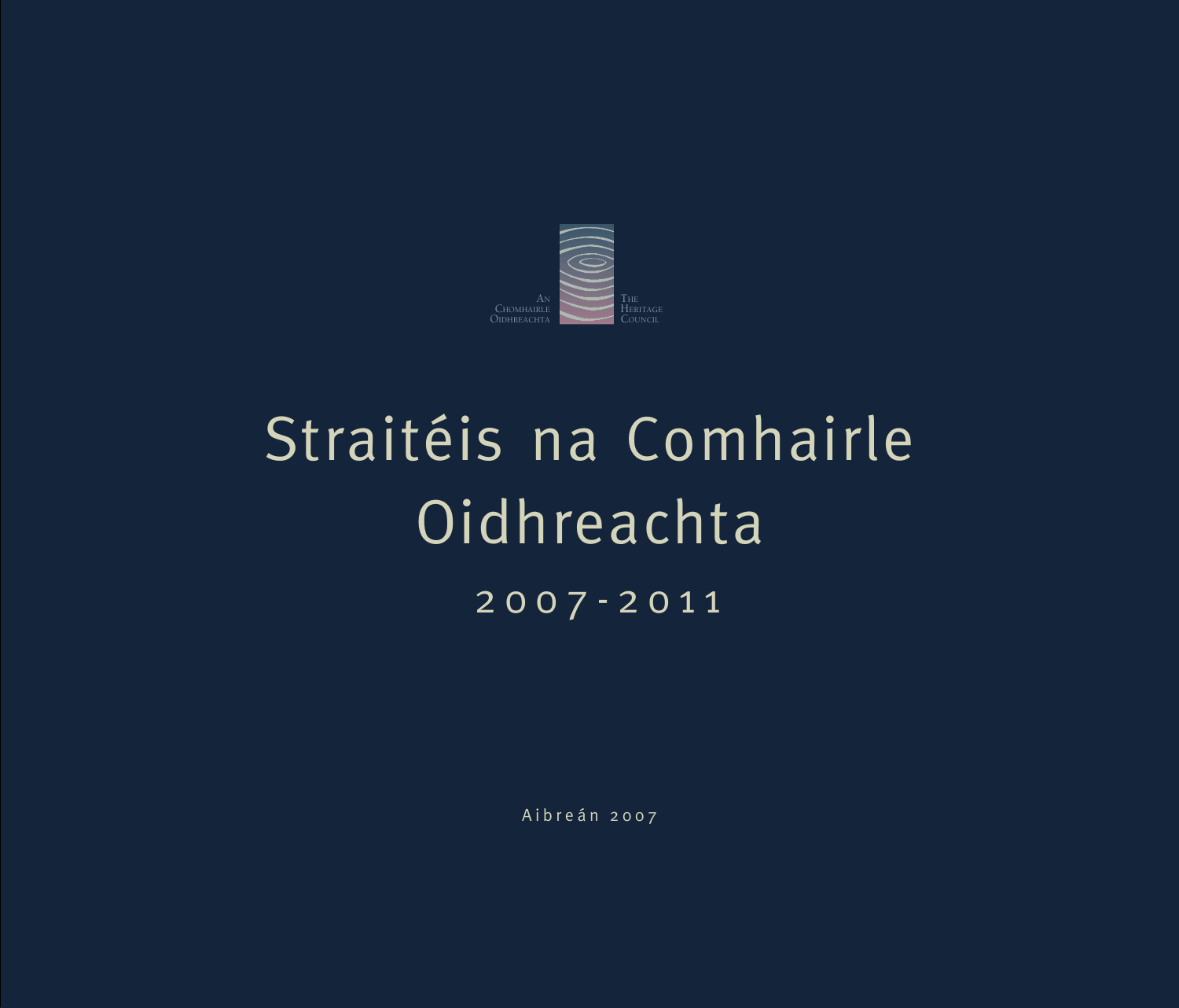An Chomhairle Oidhreachta

The Heritage Council

# Straitéis na Comhairle Oidhreachta

## 2007-2011

Aibreán 2007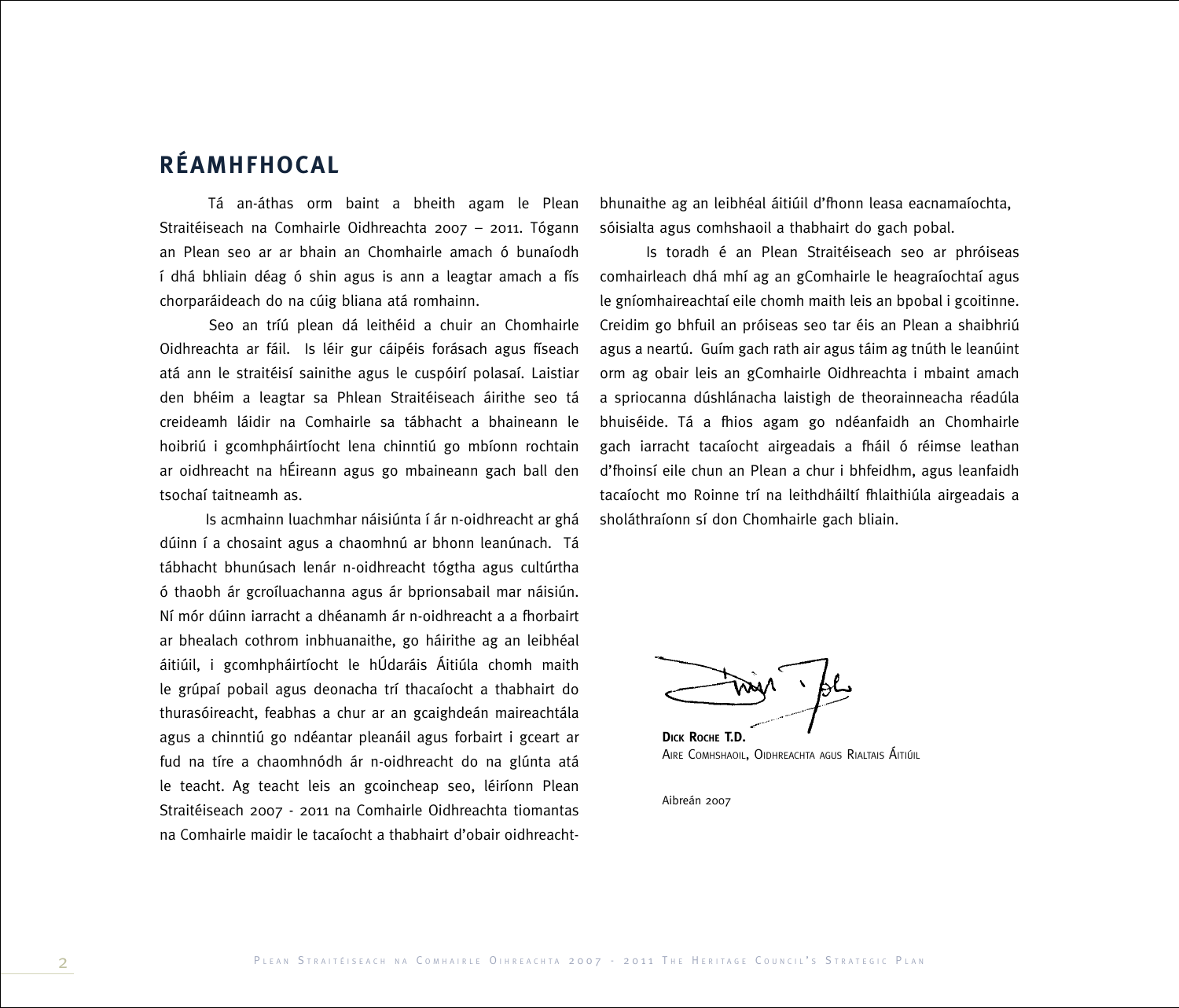## RÉAMHFHOCAL

Tá an-áthas orm baint a bheith agam le Plean Straitéiseach na Comhairle Oidhreachta 2007 – 2011. Tógann an Plean seo ar ar bhain an Chomhairle amach ó bunaíodh í dhá bhliain déag ó shin agus is ann a leagtar amach a fís chorparáideach do na cúig bliana atá romhainn.

Seo an tríú plean dá leithéid a chuir an Chomhairle Oidhreachta ar fáil. Is léir gur cáipéis forásach agus físeach atá ann le straitéisí sainithe agus le cuspóirí polasaí. Laistiar den bhéim a leagtar sa Phlean Straitéiseach áirithe seo tá creideamh láidir na Comhairle sa tábhacht a bhaineann le hoibriú i gcomhpháirtíocht lena chinntiú go mbíonn rochtain ar oidhreacht na hÉireann agus go mbaineann gach ball den tsochaí taitneamh as.

Is acmhainn luachmhar náisiúnta í ár n-oidhreacht ar ghá dúinn í a chosaint agus a chaomhnú ar bhonn leanúnach. Tá tábhacht bhunúsach lenár n-oidhreacht tógtha agus cultúrtha ó thaobh ár gcroíluachanna agus ár bprionsabail mar náisiún. Ní mór dúinn iarracht a dhéanamh ár n-oidhreacht a a fhorbairt ar bhealach cothrom inbhuanaithe, go háirithe ag an leibhéal áitiúil, i gcomhpháirtíocht le hÚdaráis Áitiúla chomh maith le grúpaí pobail agus deonacha trí thacaíocht a thabhairt do thurasóireacht, feabhas a chur ar an gcaighdeán maireachtála agus a chinntiú go ndéantar pleanáil agus forbairt i gceart ar fud na tíre a chaomhnódh ár n-oidhreacht do na glúnta atá le teacht. Ag teacht leis an gcoincheap seo, léiríonn Plean Straitéiseach 2007 - 2011 na Comhairle Oidhreachta tiomantas na Comhairle maidir le tacaíocht a thabhairt d'obair oidhreacht-bhunaithe ag an leibhéal áitiúil d'fhonn leasa eacnamaíochta, sóisialta agus comhshaoil a thabhairt do gach pobal.

Is toradh é an Plean Straitéiseach seo ar phróiseas comhairleach dhá mhí ag an gComhairle le heagraíochtaí agus le gníomhaireachtaí eile chomh maith leis an bpobal i gcoitinne. Creidim go bhfuil an próiseas seo tar éis an Plean a shaibhriú agus a neartú. Guím gach rath air agus táim ag tnúth le leanúint orm ag obair leis an gComhairle Oidhreachta i mbaint amach a spriocanna dúshlánacha laistigh de theorainneacha réadúla bhuiséide. Tá a fhios agam go ndéanfaidh an Chomhairle gach iarracht tacaíocht airgeadais a fháil ó réimse leathan d'fhoinsí eile chun an Plean a chur i bhfeidhm, agus leanfaidh tacaíocht mo Roinne trí na leithdháiltí fhlaithiúla airgeadais a sholáthraíonn sí don Chomhairle gach bliain.

**Dick Roche T.D.**
Aire Comhshaoil, Oidhreachta agus Rialtais Áitiúil

Aibreán 2007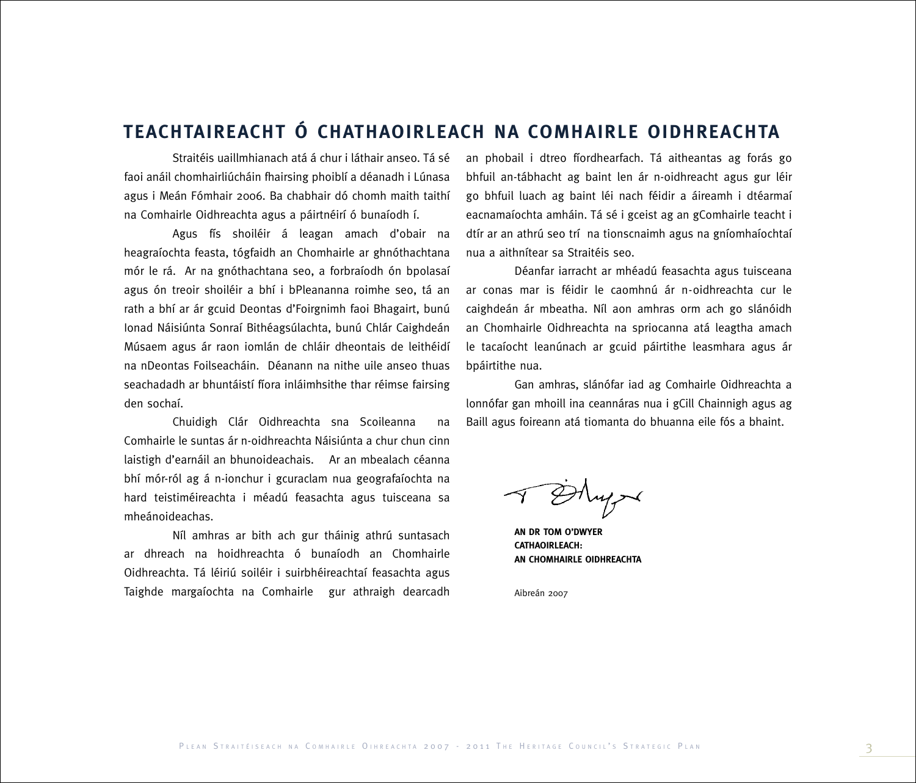## TEACHTAIREACHT Ó CHATHAOIRLEACH NA COMHAIRLE OIDHREACHTA

Straitéis uaillmhianach atá á chur i láthair anseo. Tá sé faoi anáil chomhairliúcháin fhairsing phoiblí a déanadh i Lúnasa agus i Meán Fómhair 2006. Ba chabhair dó chomh maith taithí na Comhairle Oidhreachta agus a páirtnéirí ó bunaíodh í.

Agus fís shoiléir á leagan amach d'obair na heagraíochta feasta, tógfaidh an Chomhairle ar ghnóthachtana mór le rá. Ar na gnóthachtana seo, a forbraíodh ón bpolasaí agus ón treoir shoiléir a bhí i bPleananna roimhe seo, tá an rath a bhí ar ár gcuid Deontas d'Foirgnimh faoi Bhagairt, bunú Ionad Náisiúnta Sonraí Bithéagsúlachta, bunú Chlár Caighdeán Músaem agus ár raon iomlán de chláir dheontais de leithéidí na nDeontas Foilseacháin. Déanann na nithe uile anseo thuas seachadadh ar bhuntáistí fíora inláimhsithe thar réimse fairsing den sochaí.

Chuidigh Clár Oidhreachta sna Scoileanna na Comhairle le suntas ár n-oidhreachta Náisiúnta a chur chun cinn laistigh d'earnáil an bhunoideachais. Ar an mbealach céanna bhí mór-ról ag á n-ionchur i gcuraclam nua geografaíochta na hard teistiméireachta i méadú feasachta agus tuisceana sa mheánoideachas.

Níl amhras ar bith ach gur tháinig athrú suntasach ar dhreach na hoidhreachta ó bunaíodh an Chomhairle Oidhreachta. Tá léiriú soiléir i suirbhéireachtaí feasachta agus Taighde margaíochta na Comhairle gur athraigh dearcadh an phobail i dtreo fíordhearfach. Tá aitheantas ag forás go bhfuil an-tábhacht ag baint len ár n-oidhreacht agus gur léir go bhfuil luach ag baint léi nach féidir a áireamh i dtéarmaí eacnamaíochta amháin. Tá sé i gceist ag an gComhairle teacht i dtír ar an athrú seo trí na tionscnaimh agus na gníomhaíochtaí nua a aithnítear sa Straitéis seo.

Déanfar iarracht ar mhéadú feasachta agus tuisceana ar conas mar is féidir le caomhnú ár n-oidhreachta cur le caighdeán ár mbeatha. Níl aon amhras orm ach go slánóidh an Chomhairle Oidhreachta na spriocanna atá leagtha amach le tacaíocht leanúnach ar gcuid páirtithe leasmhara agus ár bpáirtithe nua.

Gan amhras, slánófar iad ag Comhairle Oidhreachta a lonnófar gan mhoill ina ceannáras nua i gCill Chainnigh agus ag Baill agus foireann atá tiomanta do bhuanna eile fós a bhaint.

**AN DR TOM O'DWYER**
**CATHAOIRLEACH:**
**AN CHOMHAIRLE OIDHREACHTA**

Aibreán 2007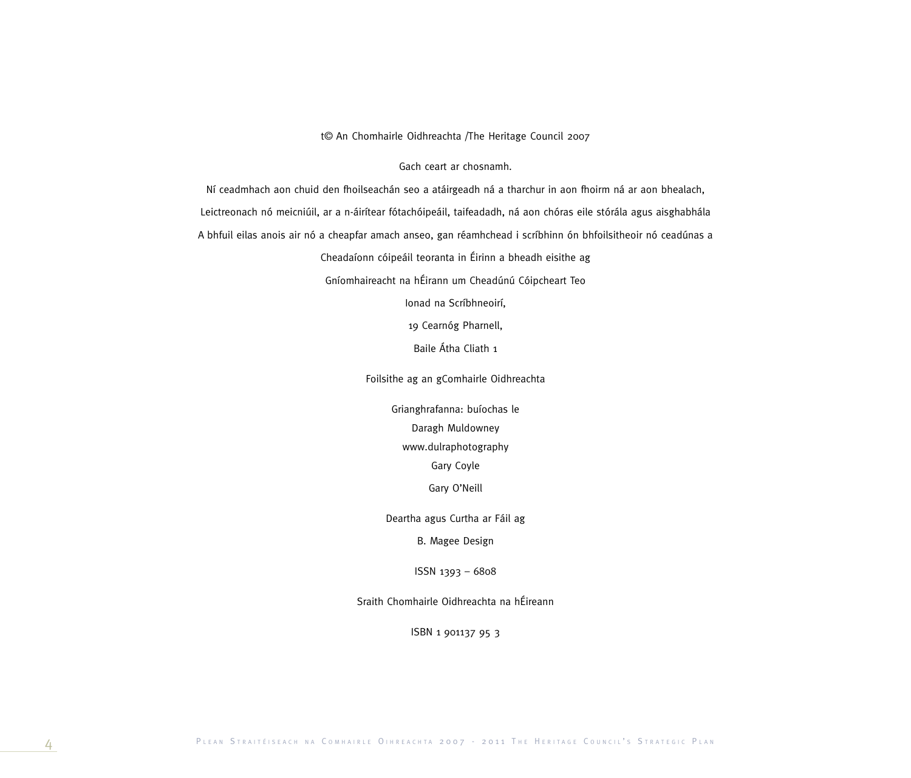t© An Chomhairle Oidhreachta /The Heritage Council 2007

Gach ceart ar chosnamh.

Ní ceadmhach aon chuid den fhoilseachán seo a atáirgeadh ná a tharchur in aon fhoirm ná ar aon bhealach,

Leictreonach nó meicniúil, ar a n-áirítear fótachóipeáil, taifeadadh, ná aon chóras eile stórála agus aisghabhála

A bhfuil eilas anois air nó a cheapfar amach anseo, gan réamhchead i scríbhinn ón bhfoilsitheoir nó ceadúnas a

Cheadaíonn cóipeáil teoranta in Éirinn a bheadh eisithe ag

Gníomhaireacht na hÉirann um Cheadúnú Cóipcheart Teo

Ionad na Scríbhneoirí,

19 Cearnóg Pharnell,

Baile Átha Cliath 1

Foilsithe ag an gComhairle Oidhreachta

Grianghrafanna: buíochas le

Daragh Muldowney

www.dulraphotography

Gary Coyle

Gary O'Neill

Deartha agus Curtha ar Fáil ag

B. Magee Design

ISSN 1393 – 6808

Sraith Chomhairle Oidhreachta na hÉireann

ISBN 1 901137 95 3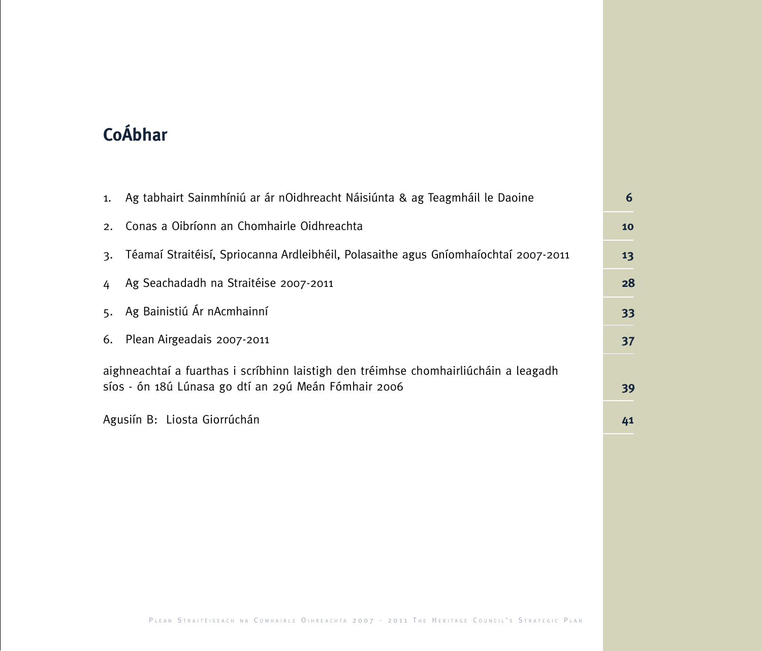# CoÁbhar

| | |
|---|---|
| 1. Ag tabhairt Sainmhíniú ar ár nOidhreacht Náisiúnta & ag Teagmháil le Daoine | 6 |
| 2. Conas a Oibríonn an Chomhairle Oidhreachta | 10 |
| 3. Téamaí Straitéisí, Spriocanna Ardleibhéil, Polasaithe agus Gníomhaíochtaí 2007-2011 | 13 |
| 4 Ag Seachadadh na Straitéise 2007-2011 | 28 |
| 5. Ag Bainistiú Ár nAcmhainní | 33 |
| 6. Plean Airgeadais 2007-2011 | 37 |
| aighneachtaí a fuarthas i scríbhinn laistigh den tréimhse chomhairliúcháin a leagadh síos - ón 18ú Lúnasa go dtí an 29ú Meán Fómhair 2006 | 39 |
| Agusiín B: Liosta Giorrúchán | 41 |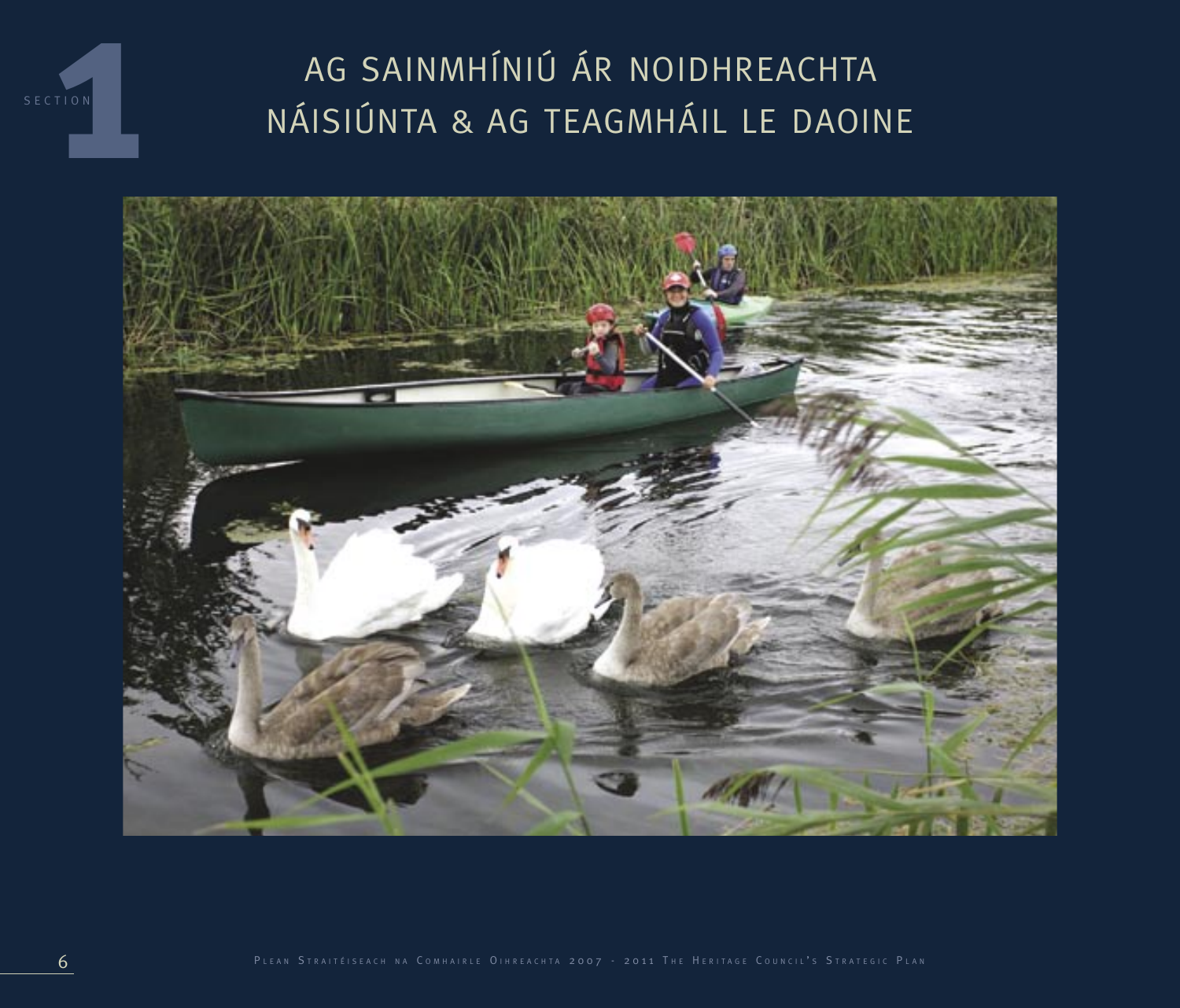SECTION 1

# AG SAINMHÍNIÚ ÁR NOIDHREACHTA NÁISIÚNTA & AG TEAGMHÁIL LE DAOINE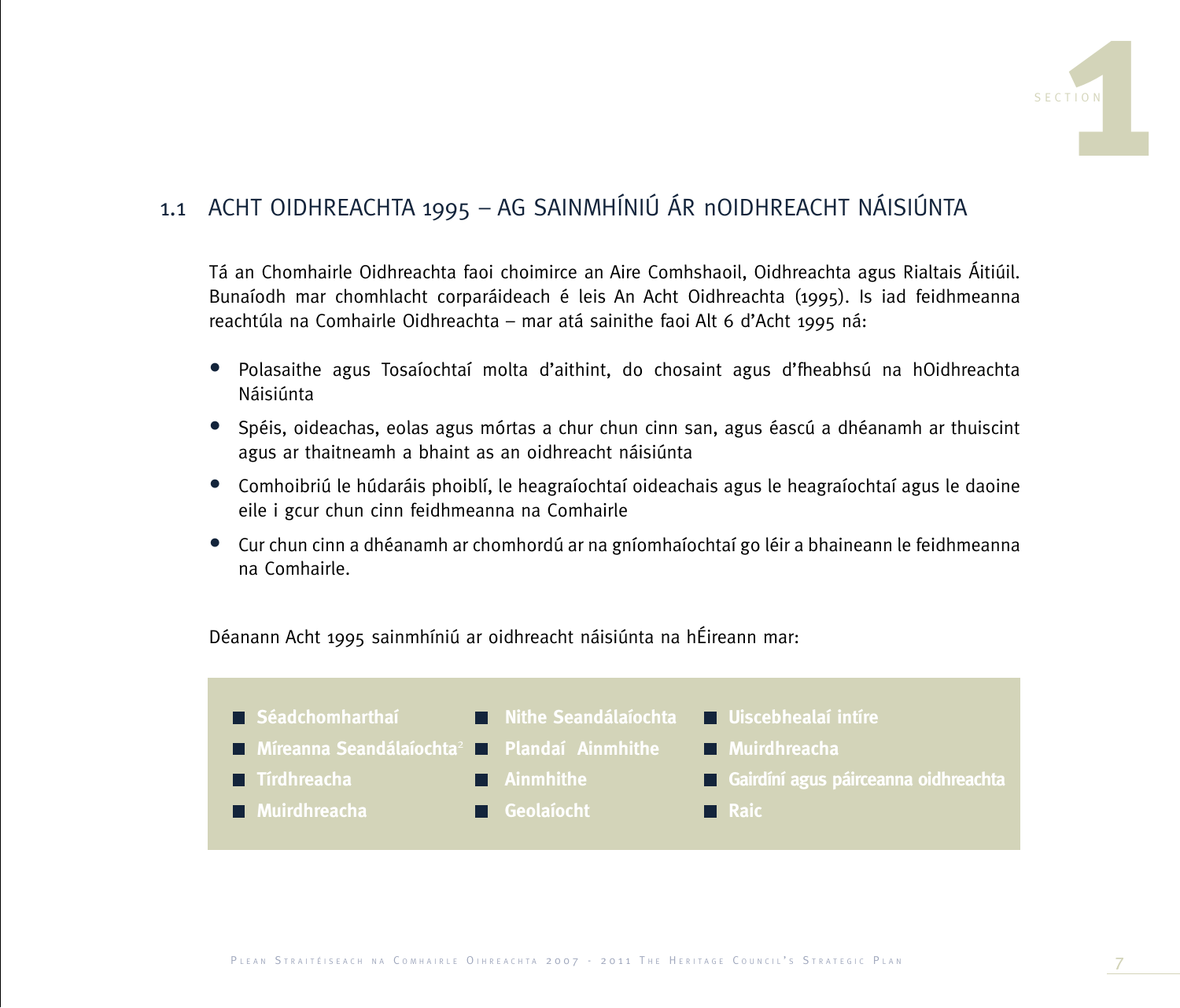## 1.1 ACHT OIDHREACHTA 1995 – AG SAINMHÍNIÚ ÁR nOIDHREACHT NÁISIÚNTA

Tá an Chomhairle Oidhreachta faoi choimirce an Aire Comhshaoil, Oidhreachta agus Rialtais Áitiúil. Bunaíodh mar chomhlacht corparáideach é leis An Acht Oidhreachta (1995). Is iad feidhmeanna reachtúla na Comhairle Oidhreachta – mar atá sainithe faoi Alt 6 d'Acht 1995 ná:

- Polasaithe agus Tosaíochtaí molta d'aithint, do chosaint agus d'fheabhsú na hOidhreachta Náisiúnta
- Spéis, oideachas, eolas agus mórtas a chur chun cinn san, agus éascú a dhéanamh ar thuiscint agus ar thaitneamh a bhaint as an oidhreacht náisiúnta
- Comhoibriú le húdaráis phoiblí, le heagraíochtaí oideachais agus le heagraíochtaí agus le daoine eile i gcur chun cinn feidhmeanna na Comhairle
- Cur chun cinn a dhéanamh ar chomhordú ar na gníomhaíochtaí go léir a bhaineann le feidhmeanna na Comhairle.

Déanann Acht 1995 sainmhíniú ar oidhreacht náisiúnta na hÉireann mar:

- **Séadchomharthaí**
- **Míreanna Seandálaíochta**[2]
- **Tírdhreacha**
- **Muirdhreacha**
- **Nithe Seandálaíochta**
- **Plandaí Ainmhithe**
- **Ainmhithe**
- **Geolaíocht**
- **Uiscebhealaí intíre**
- **Muirdhreacha**
- **Gairdíní agus páirceanna oidhreachta**
- **Raic**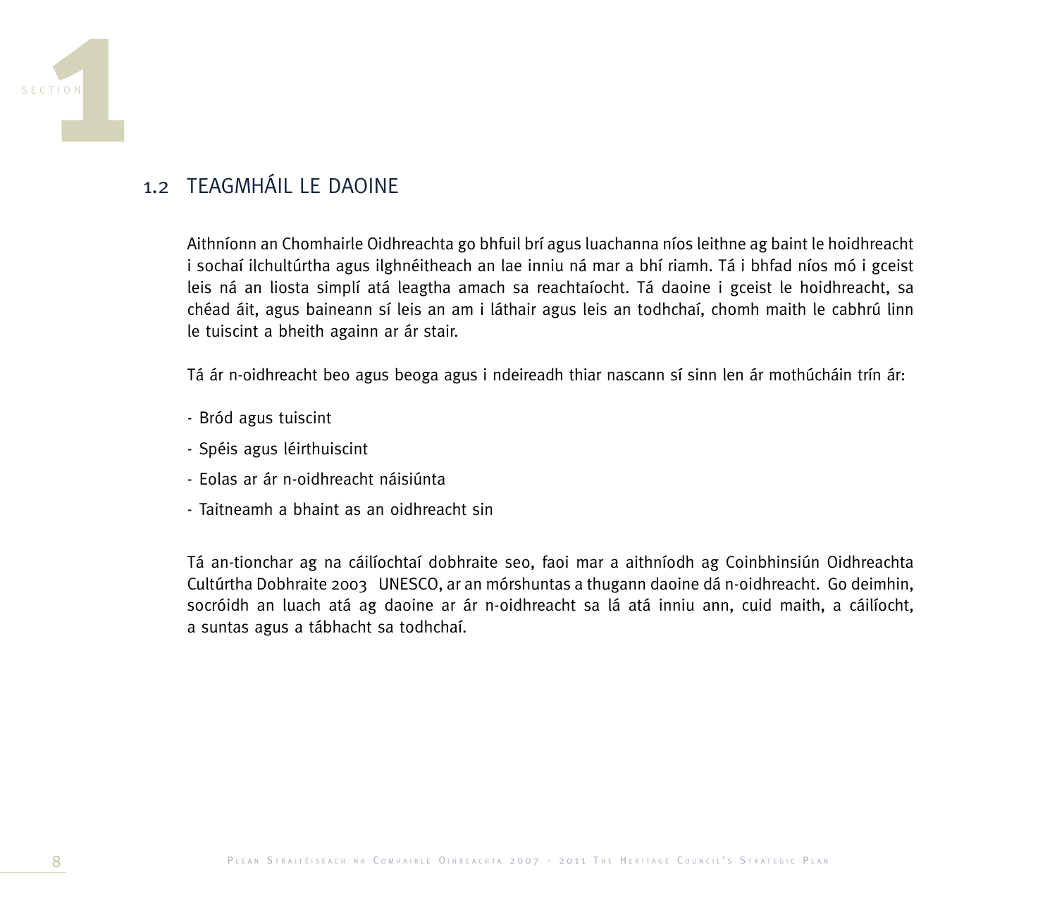## 1.2 TEAGMHÁIL LE DAOINE

Aithníonn an Chomhairle Oidhreachta go bhfuil brí agus luachanna níos leithne ag baint le hoidhreacht i sochaí ilchultúrtha agus ilghnéitheach an lae inniu ná mar a bhí riamh. Tá i bhfad níos mó i gceist leis ná an liosta simplí atá leagtha amach sa reachtaíocht. Tá daoine i gceist le hoidhreacht, sa chéad áit, agus baineann sí leis an am i láthair agus leis an todhchaí, chomh maith le cabhrú linn le tuiscint a bheith againn ar ár stair.

Tá ár n-oidhreacht beo agus beoga agus i ndeireadh thiar nascann sí sinn len ár mothúcháin trín ár:

- Bród agus tuiscint
- Spéis agus léirthuiscint
- Eolas ar ár n-oidhreacht náisiúnta
- Taitneamh a bhaint as an oidhreacht sin

Tá an-tionchar ag na cáilíochtaí dobhraite seo, faoi mar a aithníodh ag Coinbhinsiún Oidhreachta Cultúrtha Dobhraite 2003 UNESCO, ar an mórshuntas a thugann daoine dá n-oidhreacht. Go deimhin, socróidh an luach atá ag daoine ar ár n-oidhreacht sa lá atá inniu ann, cuid maith, a cáilíocht, a suntas agus a tábhacht sa todhchaí.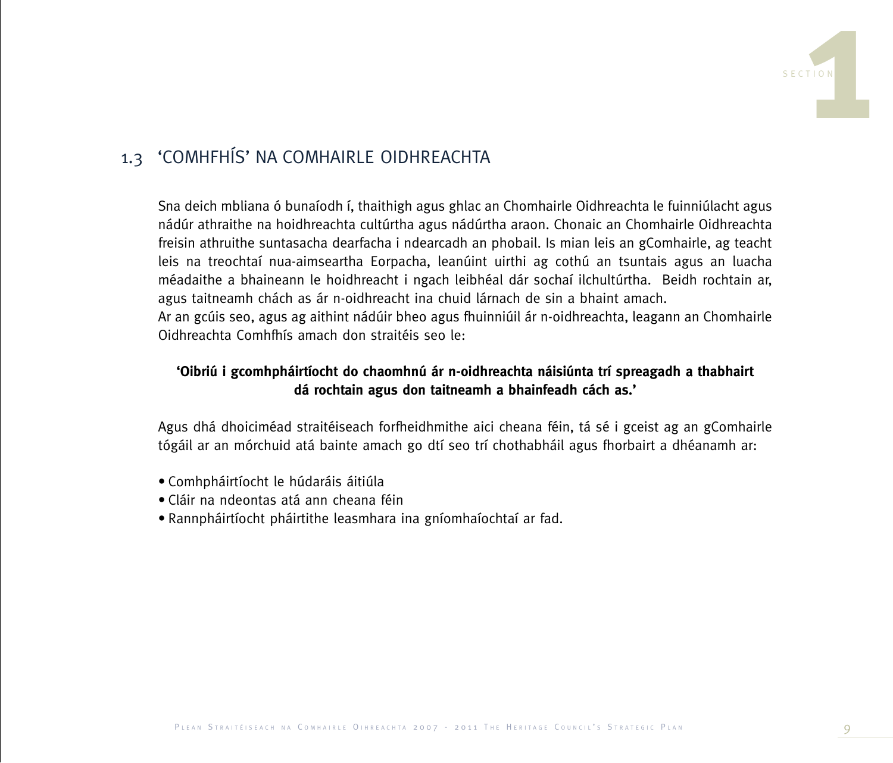## 1.3 'COMHFHÍS' NA COMHAIRLE OIDHREACHTA

Sna deich mbliana ó bunaíodh í, thaithigh agus ghlac an Chomhairle Oidhreachta le fuinniúlacht agus nádúr athraithe na hoidhreachta cultúrtha agus nádúrtha araon. Chonaic an Chomhairle Oidhreachta freisin athruithe suntasacha dearfacha i ndearcadh an phobail. Is mian leis an gComhairle, ag teacht leis na treochtaí nua-aimseartha Eorpacha, leanúint uirthi ag cothú an tsuntais agus an luacha méadaithe a bhaineann le hoidhreacht i ngach leibhéal dár sochaí ilchultúrtha. Beidh rochtain ar, agus taitneamh chách as ár n-oidhreacht ina chuid lárnach de sin a bhaint amach.
Ar an gcúis seo, agus ag aithint nádúir bheo agus fhuinniúil ár n-oidhreachta, leagann an Chomhairle Oidhreachta Comhfhís amach don straitéis seo le:

**'Oibriú i gcomhpháirtíocht do chaomhnú ár n-oidhreachta náisiúnta trí spreagadh a thabhairt dá rochtain agus don taitneamh a bhainfeadh cách as.'**

Agus dhá dhoiciméad straitéiseach forfheidhmithe aici cheana féin, tá sé i gceist ag an gComhairle tógáil ar an mórchuid atá bainte amach go dtí seo trí chothabháil agus fhorbairt a dhéanamh ar:

- Comhpháirtíocht le húdaráis áitiúla
- Cláir na ndeontas atá ann cheana féin
- Rannpháirtíocht pháirtithe leasmhara ina gníomhaíochtaí ar fad.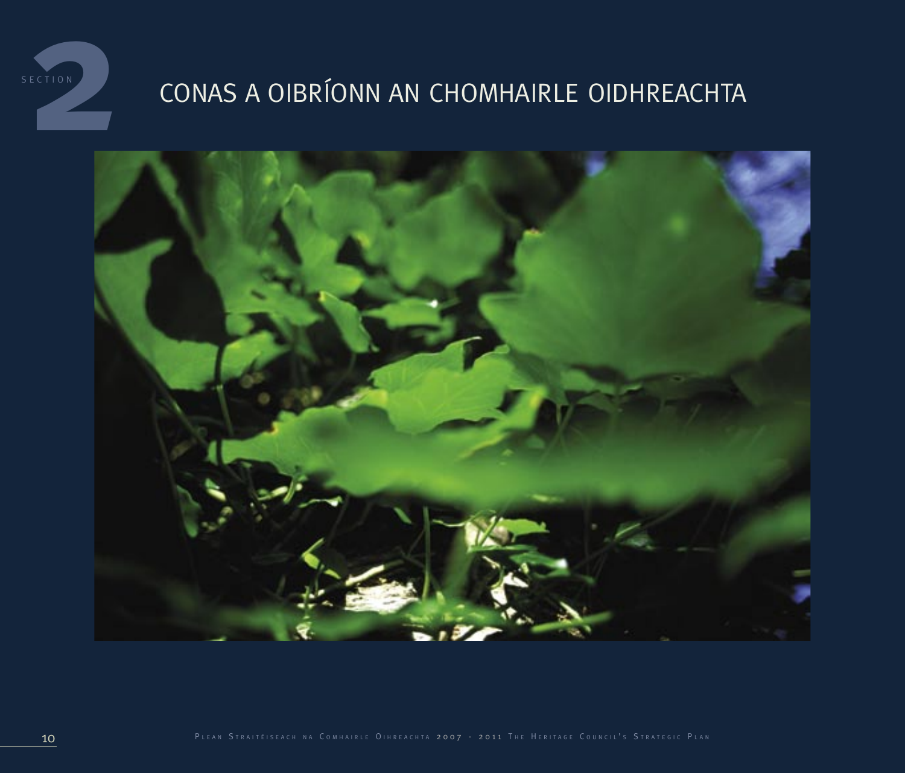SECTION 2

# CONAS A OIBRÍONN AN CHOMHAIRLE OIDHREACHTA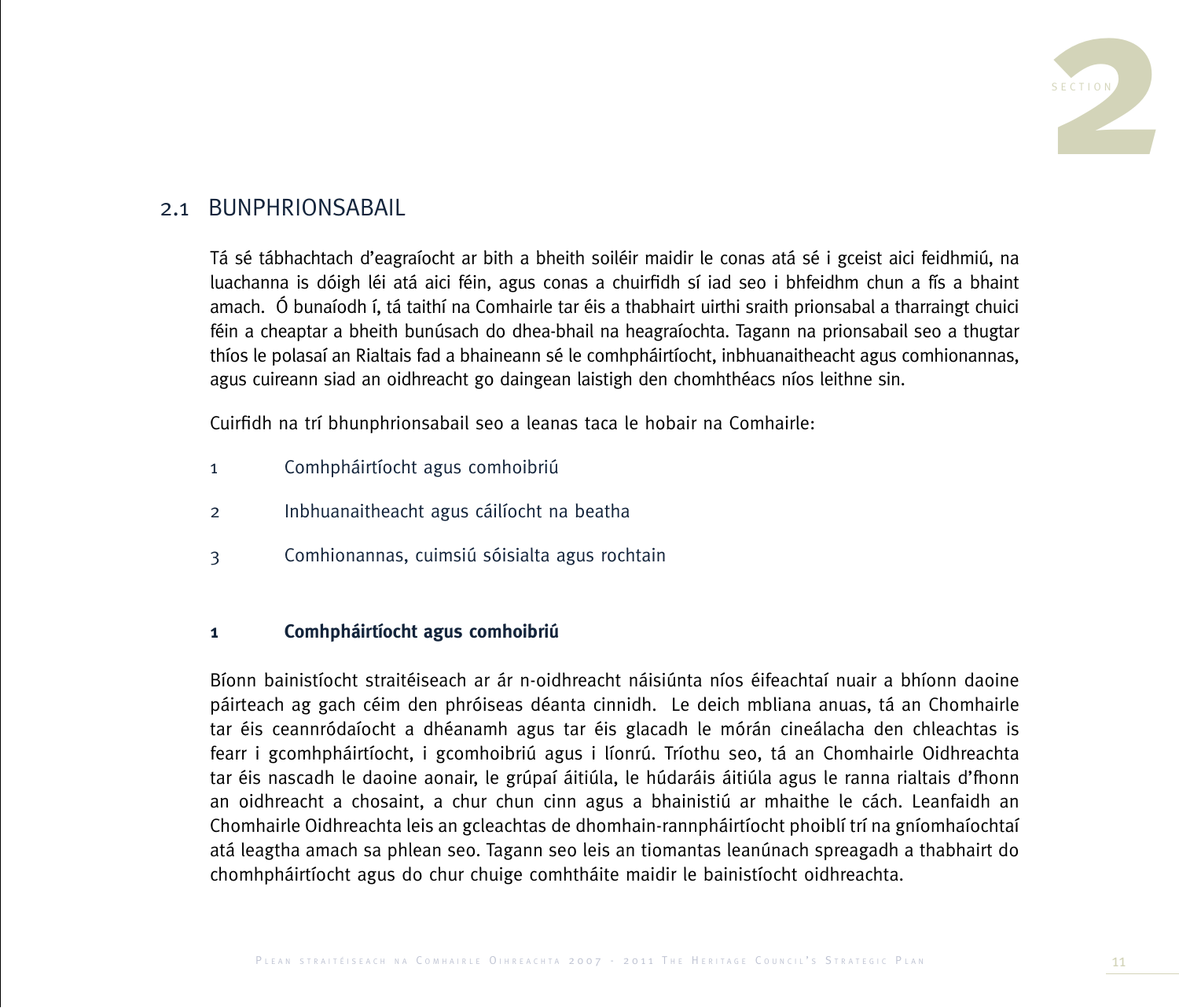## 2.1 BUNPHRIONSABAIL

Tá sé tábhachtach d'eagraíocht ar bith a bheith soiléir maidir le conas atá sé i gceist aici feidhmiú, na luachanna is dóigh léi atá aici féin, agus conas a chuirfidh sí iad seo i bhfeidhm chun a fís a bhaint amach. Ó bunaíodh í, tá taithí na Comhairle tar éis a thabhairt uirthi sraith prionsabal a tharraingt chuici féin a cheaptar a bheith bunúsach do dhea-bhail na heagraíochta. Tagann na prionsabail seo a thugtar thíos le polasaí an Rialtais fad a bhaineann sé le comhpháirtíocht, inbhuanaitheacht agus comhionannas, agus cuireann siad an oidhreacht go daingean laistigh den chomhthéacs níos leithne sin.

Cuirfidh na trí bhunphrionsabail seo a leanas taca le hobair na Comhairle:

1. Comhpháirtíocht agus comhoibriú
2. Inbhuanaitheacht agus cáilíocht na beatha
3. Comhionannas, cuimsiú sóisialta agus rochtain

### 1 Comhpháirtíocht agus comhoibriú

Bíonn bainistíocht straitéiseach ar ár n-oidhreacht náisiúnta níos éifeachtaí nuair a bhíonn daoine páirteach ag gach céim den phróiseas déanta cinnidh. Le deich mbliana anuas, tá an Chomhairle tar éis ceannródaíocht a dhéanamh agus tar éis glacadh le mórán cineálacha den chleachtas is fearr i gcomhpháirtíocht, i gcomhoibriú agus i líonrú. Tríothu seo, tá an Chomhairle Oidhreachta tar éis nascadh le daoine aonair, le grúpaí áitiúla, le húdaráis áitiúla agus le ranna rialtais d'fhonn an oidhreacht a chosaint, a chur chun cinn agus a bhainistiú ar mhaithe le cách. Leanfaidh an Chomhairle Oidhreachta leis an gcleachtas de dhomhain-rannpháirtíocht phoiblí trí na gníomhaíochtaí atá leagtha amach sa phlean seo. Tagann seo leis an tiomantas leanúnach spreagadh a thabhairt do chomhpháirtíocht agus do chur chuige comhtháite maidir le bainistíocht oidhreachta.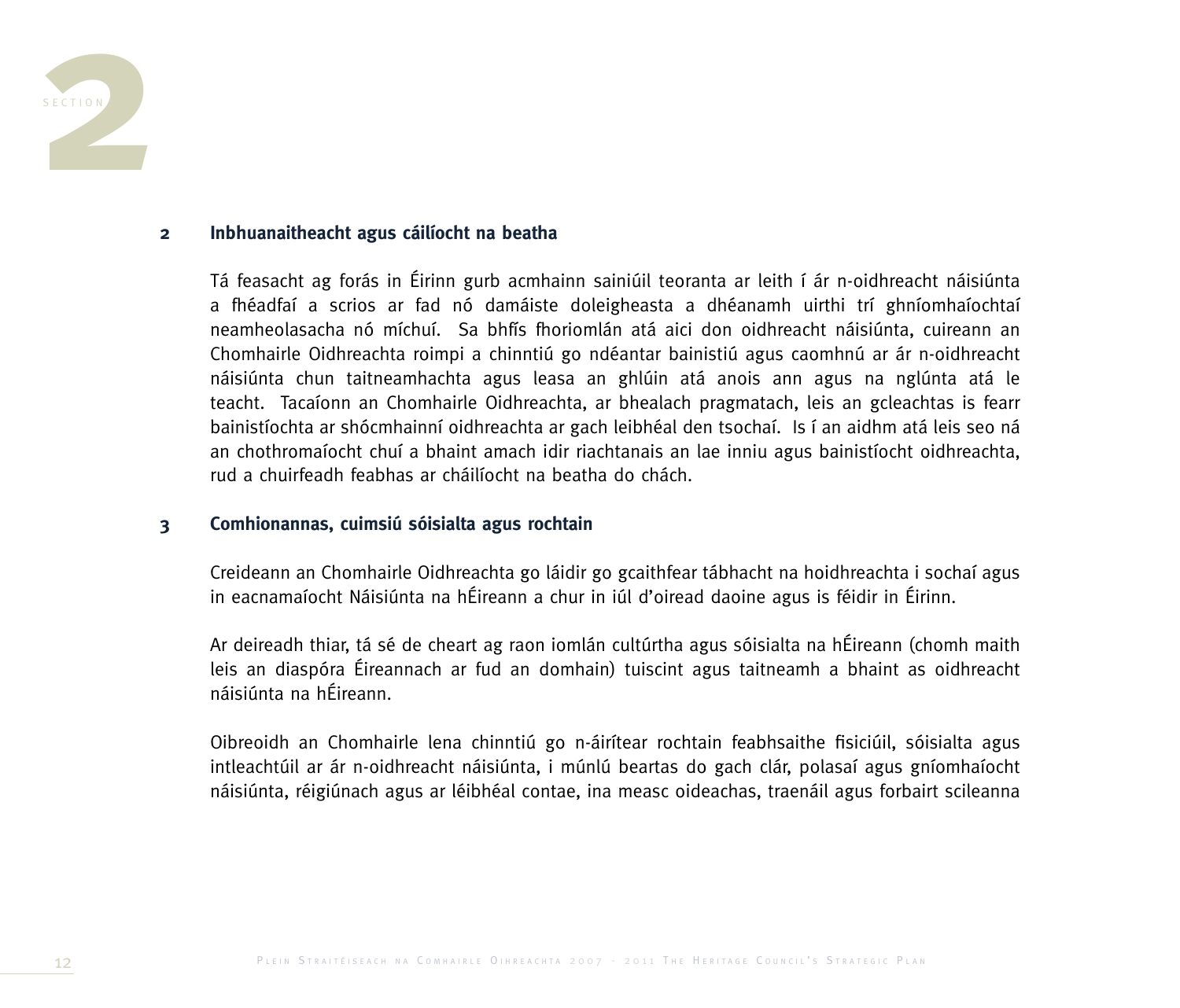## 2 Inbhuanaitheacht agus cáilíocht na beatha

Tá feasacht ag forás in Éirinn gurb acmhainn sainiúil teoranta ar leith í ár n-oidhreacht náisiúnta a fhéadfaí a scrios ar fad nó damáiste doleigheasta a dhéanamh uirthi trí ghníomhaíochtaí neamheolasacha nó míchuí. Sa bhfís fhoriomlán atá aici don oidhreacht náisiúnta, cuireann an Chomhairle Oidhreachta roimpi a chinntiú go ndéantar bainistiú agus caomhnú ar ár n-oidhreacht náisiúnta chun taitneamhachta agus leasa an ghlúin atá anois ann agus na nglúnta atá le teacht. Tacaíonn an Chomhairle Oidhreachta, ar bhealach pragmatach, leis an gcleachtas is fearr bainistíochta ar shócmhainní oidhreachta ar gach leibhéal den tsochaí. Is í an aidhm atá leis seo ná an chothromaíocht chuí a bhaint amach idir riachtanais an lae inniu agus bainistíocht oidhreachta, rud a chuirfeadh feabhas ar cháilíocht na beatha do chách.

## 3 Comhionannas, cuimsiú sóisialta agus rochtain

Creideann an Chomhairle Oidhreachta go láidir go gcaithfear tábhacht na hoidhreachta i sochaí agus in eacnamaíocht Náisiúnta na hÉireann a chur in iúl d'oiread daoine agus is féidir in Éirinn.

Ar deireadh thiar, tá sé de cheart ag raon iomlán cultúrtha agus sóisialta na hÉireann (chomh maith leis an diaspóra Éireannach ar fud an domhain) tuiscint agus taitneamh a bhaint as oidhreacht náisiúnta na hÉireann.

Oibreoidh an Chomhairle lena chinntiú go n-áirítear rochtain feabhsaithe fisiciúil, sóisialta agus intleachtúil ar ár n-oidhreacht náisiúnta, i múnlú beartas do gach clár, polasaí agus gníomhaíocht náisiúnta, réigiúnach agus ar léibhéal contae, ina measc oideachas, traenáil agus forbairt scileanna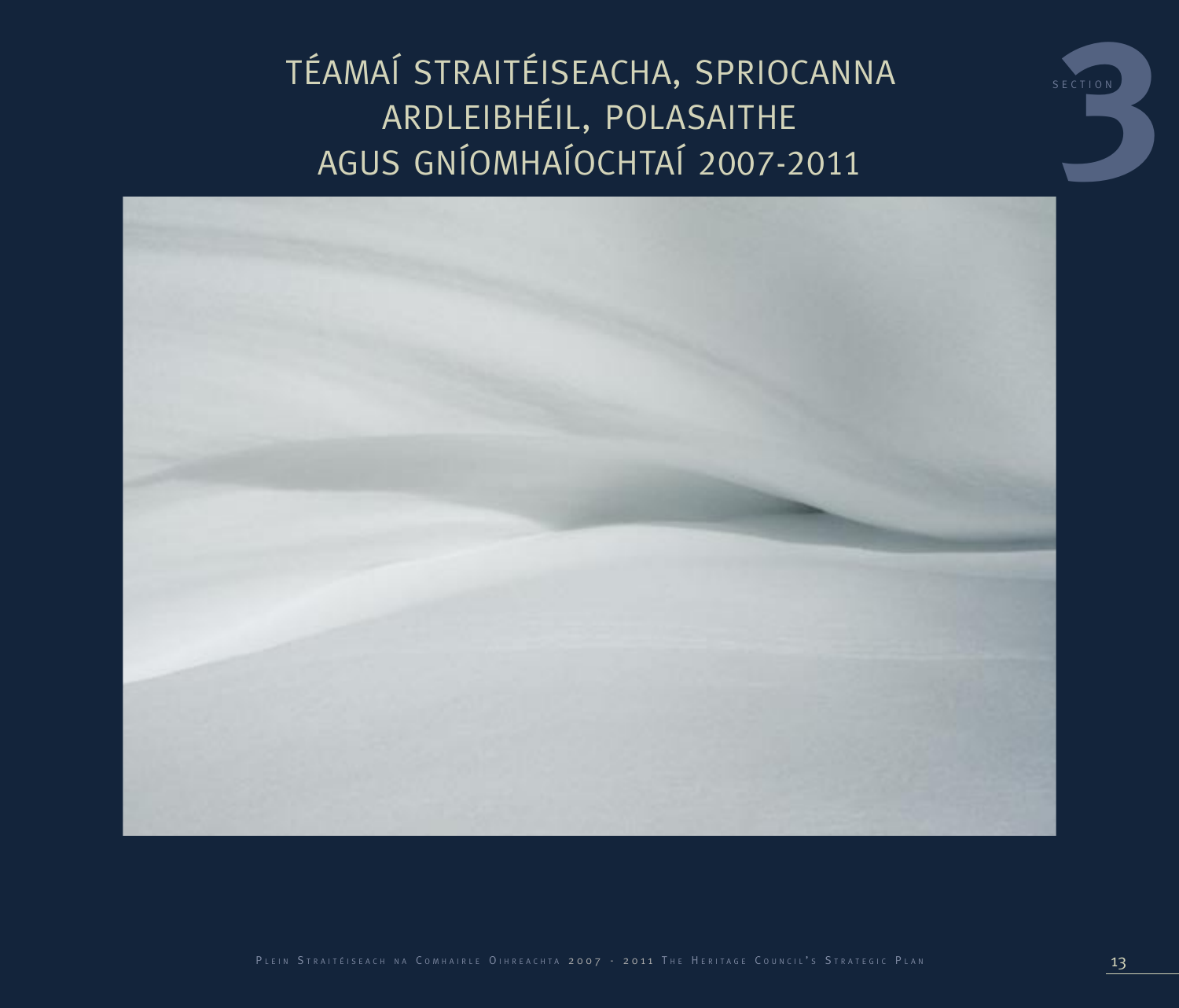# TÉAMAÍ STRAITÉISEACHA, SPRIOCANNA ARDLEIBHÉIL, POLASAITHE AGUS GNÍOMHAÍOCHTAÍ 2007-2011

SECTION 3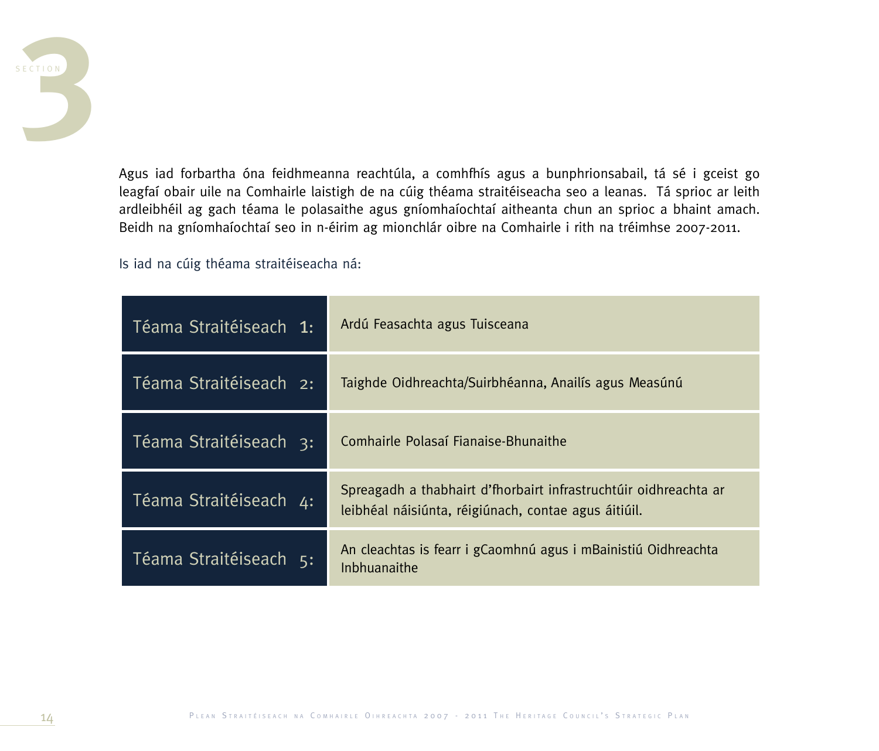# SECTION 3

Agus iad forbartha óna feidhmeanna reachtúla, a comhfhís agus a bunphrionsabail, tá sé i gceist go leagfaí obair uile na Comhairle laistigh de na cúig théama straitéiseacha seo a leanas. Tá sprioc ar leith ardleibhéil ag gach téama le polasaithe agus gníomhaíochtaí aitheanta chun an sprioc a bhaint amach. Beidh na gníomhaíochtaí seo in n-éirim ag mionchlár oibre na Comhairle i rith na tréimhse 2007-2011.

Is iad na cúig théama straitéiseacha ná:

| | |
|---|---|
| Téama Straitéiseach 1: | Ardú Feasachta agus Tuisceana |
| Téama Straitéiseach 2: | Taighde Oidhreachta/Suirbhéanna, Anailís agus Measúnú |
| Téama Straitéiseach 3: | Comhairle Polasaí Fianaise-Bhunaithe |
| Téama Straitéiseach 4: | Spreagadh a thabhairt d'fhorbairt infrastruchtúir oidhreachta ar leibhéal náisiúnta, réigiúnach, contae agus áitiúil. |
| Téama Straitéiseach 5: | An cleachtas is fearr i gCaomhnú agus i mBainistiú Oidhreachta Inbhuanaithe |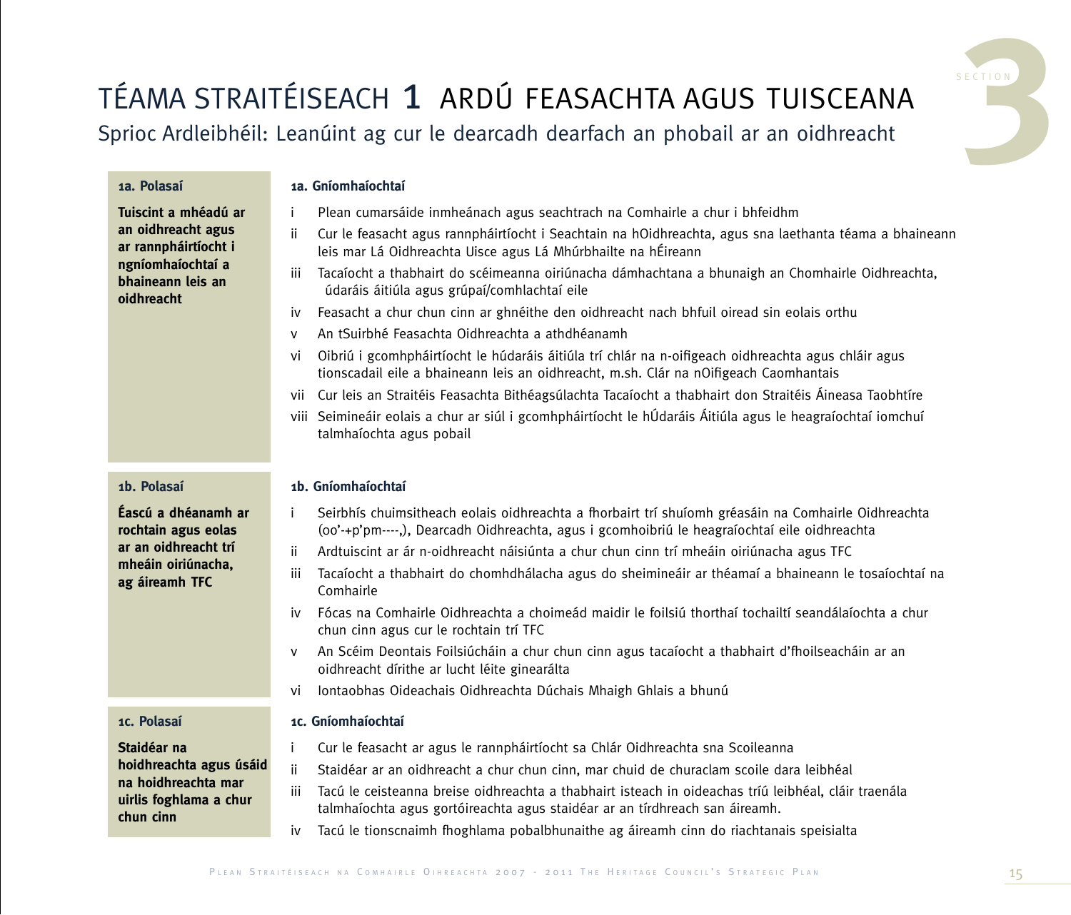# TÉAMA STRAITÉISEACH 1 ARDÚ FEASACHTA AGUS TUISCEANA

## Sprioc Ardleibhéil: Leanúint ag cur le dearcadh dearfach an phobail ar an oidhreacht

### 1a. Polasaí

**Tuiscint a mhéadú ar an oidhreacht agus ar rannpháirtíocht i ngníomhaíochtaí a bhaineann leis an oidhreacht**

### 1a. Gníomhaíochtaí

- i Plean cumarsáide inmheánach agus seachtrach na Comhairle a chur i bhfeidhm
- ii Cur le feasacht agus rannpháirtíocht i Seachtain na hOidhreachta, agus sna laethanta téama a bhaineann leis mar Lá Oidhreachta Uisce agus Lá Mhúrbhailte na hÉireann
- iii Tacaíocht a thabhairt do scéimeanna oiriúnacha dámhachtana a bhunaigh an Chomhairle Oidhreachta, údaráis áitiúla agus grúpaí/comhlachtaí eile
- iv Feasacht a chur chun cinn ar ghnéithe den oidhreacht nach bhfuil oiread sin eolais orthu
- v An tSuirbhé Feasachta Oidhreachta a athdhéanamh
- vi Oibriú i gcomhpháirtíocht le húdaráis áitiúla trí chlár na n-oifigeach oidhreachta agus chláir agus tionscadail eile a bhaineann leis an oidhreacht, m.sh. Clár na nOifigeach Caomhantais
- vii Cur leis an Straitéis Feasachta Bithéagsúlachta Tacaíocht a thabhairt don Straitéis Áineasa Taobhtíre
- viii Seimineáir eolais a chur ar siúl i gcomhpháirtíocht le hÚdaráis Áitiúla agus le heagraíochtaí iomchuí talmhaíochta agus pobail

### 1b. Polasaí

**Éascú a dhéanamh ar rochtain agus eolas ar an oidhreacht trí mheáin oiriúnacha, ag áireamh TFC**

### 1b. Gníomhaíochtaí

- i Seirbhís chuimsitheach eolais oidhreachta a fhorbairt trí shuíomh gréasáin na Comhairle Oidhreachta (oo'-+p'pm----,), Dearcadh Oidhreachta, agus i gcomhoibriú le heagraíochtaí eile oidhreachta
- ii Ardtuiscint ar ár n-oidhreacht náisiúnta a chur chun cinn trí mheáin oiriúnacha agus TFC
- iii Tacaíocht a thabhairt do chomhdhálacha agus do sheimineáir ar théamaí a bhaineann le tosaíochtaí na Comhairle
- iv Fócas na Comhairle Oidhreachta a choimeád maidir le foilsiú thorthaí tochailtí seandálaíochta a chur chun cinn agus cur le rochtain trí TFC
- v An Scéim Deontais Foilsiúcháin a chur chun cinn agus tacaíocht a thabhairt d'fhoilseacháin ar an oidhreacht dírithe ar lucht léite ginearálta
- vi Iontaobhas Oideachais Oidhreachta Dúchais Mhaigh Ghlais a bhunú

### 1c. Polasaí

**Staidéar na hoidhreachta agus úsáid na hoidhreachta mar uirlis foghlama a chur chun cinn**

### 1c. Gníomhaíochtaí

- i Cur le feasacht ar agus le rannpháirtíocht sa Chlár Oidhreachta sna Scoileanna
- ii Staidéar ar an oidhreacht a chur chun cinn, mar chuid de churaclam scoile dara leibhéal
- iii Tacú le ceisteanna breise oidhreachta a thabhairt isteach in oideachas tríú leibhéal, cláir traenála talmhaíochta agus gortóireachta agus staidéar ar an tírdhreach san áireamh.
- iv Tacú le tionscnaimh fhoghlama pobalbhunaithe ag áireamh cinn do riachtanais speisialta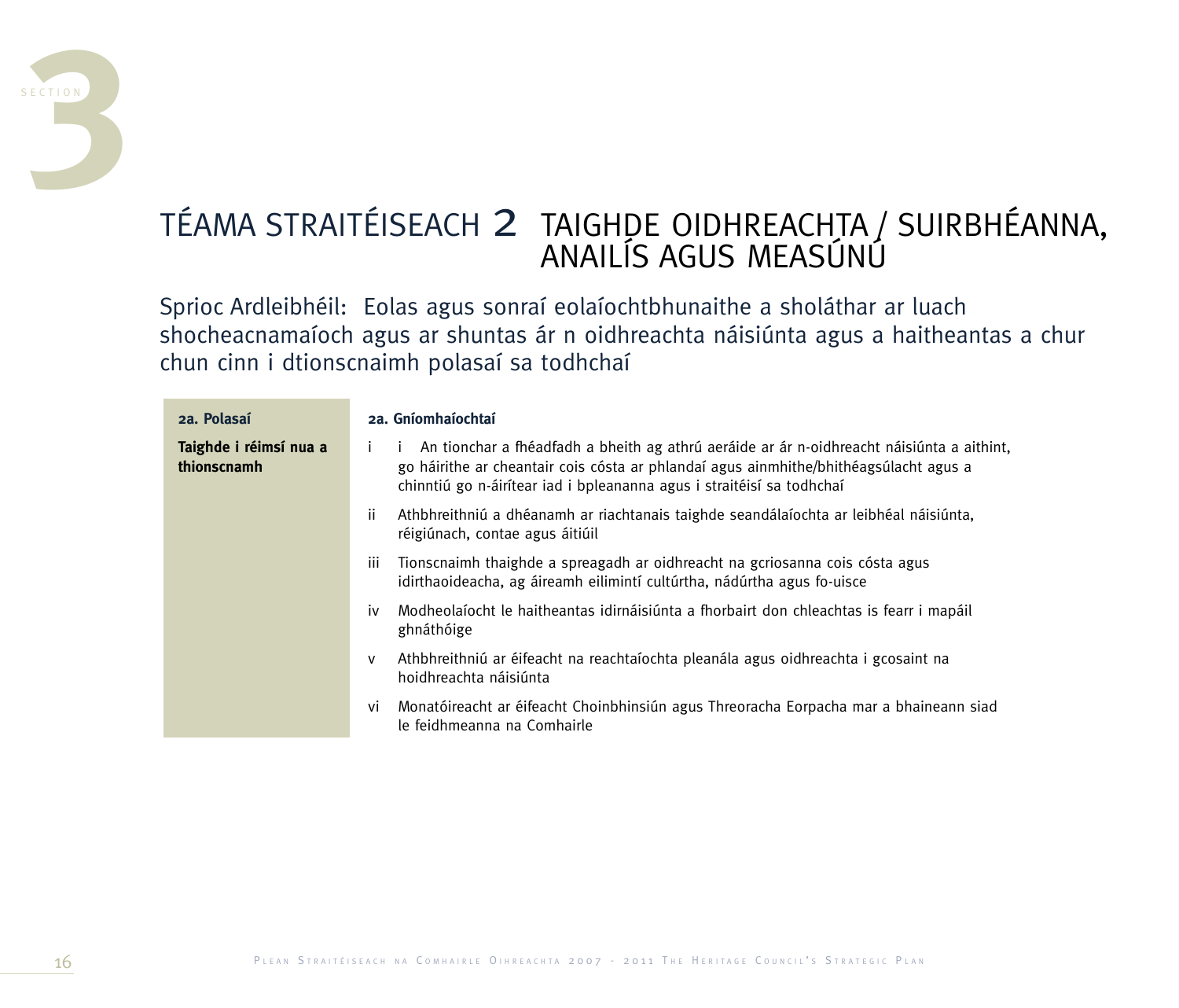# TÉAMA STRAITÉISEACH 2 TAIGHDE OIDHREACHTA / SUIRBHÉANNA, ANAILÍS AGUS MEASÚNÚ

Sprioc Ardleibhéil: Eolas agus sonraí eolaíochtbhunaithe a sholáthar ar luach shocheacnamaíoch agus ar shuntas ár n oidhreachta náisiúnta agus a haitheantas a chur chun cinn i dtionscnaimh polasaí sa todhchaí

| **2a. Polasaí** | **2a. Gníomhaíochtaí** |
|---|---|
| **Taighde i réimsí nua a thionscnamh** | i &nbsp; i &nbsp; An tionchar a fhéadfadh a bheith ag athrú aeráide ar ár n-oidhreacht náisiúnta a aithint, go háirithe ar cheantair cois cósta ar phlandaí agus ainmhithe/bhithéagsúlacht agus a chinntiú go n-áirítear iad i bpleananna agus i straitéisí sa todhchaí |
| | ii &nbsp; Athbhreithniú a dhéanamh ar riachtanais taighde seandálaíochta ar leibhéal náisiúnta, réigiúnach, contae agus áitiúil |
| | iii &nbsp; Tionscnaimh thaighde a spreagadh ar oidhreacht na gcriosanna cois cósta agus idirthaoideacha, ag áireamh eilimintí cultúrtha, nádúrtha agus fo-uisce |
| | iv &nbsp; Modheolaíocht le haitheantas idirnáisiúnta a fhorbairt don chleachtas is fearr i mapáil ghnáthóige |
| | v &nbsp; Athbhreithniú ar éifeacht na reachtaíochta pleanála agus oidhreachta i gcosaint na hoidhreachta náisiúnta |
| | vi &nbsp; Monatóireacht ar éifeacht Choinbhinsiún agus Threoracha Eorpacha mar a bhaineann siad le feidhmeanna na Comhairle |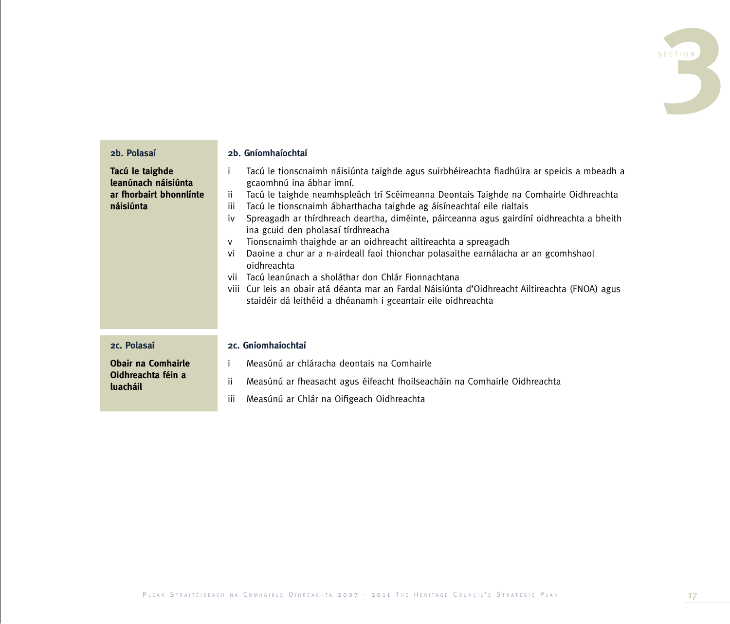| Polasaí | Gníomhaíochtaí |
| --- | --- |
| **2b. Polasaí**<br><br>**Tacú le taighde leanúnach náisiúnta ar fhorbairt bhonnlínte náisiúnta** | **2b. Gníomhaíochtaí**<br><br>i Tacú le tionscnaimh náisiúnta taighde agus suirbhéireachta fiadhúlra ar speicis a mbeadh a gcaomhnú ina ábhar imní.<br>ii Tacú le taighde neamhspleách trí Scéimeanna Deontais Taighde na Comhairle Oidhreachta<br>iii Tacú le tionscnaimh ábharthacha taighde ag áisíneachtaí eile rialtais<br>iv Spreagadh ar thírdhreach deartha, diméinte, páirceanna agus gairdíní oidhreachta a bheith ina gcuid den pholasaí tírdhreacha<br>v Tionscnaimh thaighde ar an oidhreacht ailtireachta a spreagadh<br>vi Daoine a chur ar a n-airdeall faoi thionchar polasaithe earnálacha ar an gcomhshaol oidhreachta<br>vii Tacú leanúnach a sholáthar don Chlár Fionnachtana<br>viii Cur leis an obair atá déanta mar an Fardal Náisiúnta d'Oidhreacht Ailtireachta (FNOA) agus staidéir dá leithéid a dhéanamh i gceantair eile oidhreachta |
| **2c. Polasaí**<br><br>**Obair na Comhairle Oidhreachta féin a luacháil** | **2c. Gníomhaíochtaí**<br><br>i Measúnú ar chláracha deontais na Comhairle<br>ii Measúnú ar fheasacht agus éifeacht fhoilseacháin na Comhairle Oidhreachta<br>iii Measúnú ar Chlár na Oifigeach Oidhreachta |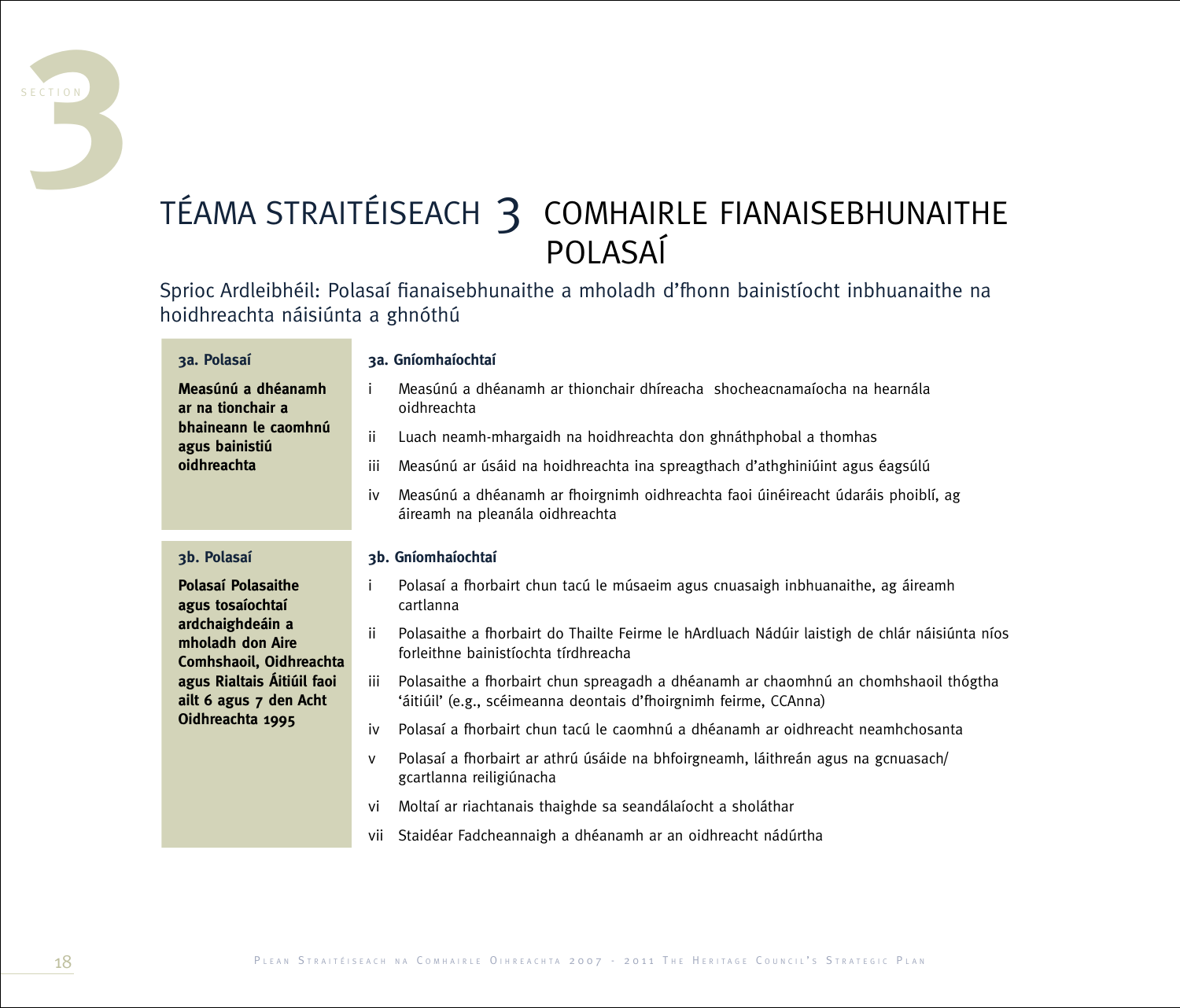# TÉAMA STRAITÉISEACH 3 COMHAIRLE FIANAISEBHUNAITHE POLASAÍ

Sprioc Ardleibhéil: Polasaí fianaisebhunaithe a mholadh d'fhonn bainistíocht inbhuanaithe na hoidhreachta náisiúnta a ghnóthú

| 3a. Polasaí | 3a. Gníomhaíochtaí |
|---|---|
| **Measúnú a dhéanamh ar na tionchair a bhaineann le caomhnú agus bainistiú oidhreachta** | i Measúnú a dhéanamh ar thionchair dhíreacha shocheacnamaíocha na hearnála oidhreachta<br>ii Luach neamh-mhargaidh na hoidhreachta don ghnáthphobal a thomhas<br>iii Measúnú ar úsáid na hoidhreachta ina spreagthach d'athghiniúint agus éagsúlú<br>iv Measúnú a dhéanamh ar fhoirgnimh oidhreachta faoi úinéireacht údaráis phoiblí, ag áireamh na pleanála oidhreachta |

| 3b. Polasaí | 3b. Gníomhaíochtaí |
|---|---|
| **Polasaí Polasaithe agus tosaíochtaí ardchaighdeáin a mholadh don Aire Comhshaoil, Oidhreachta agus Rialtais Áitiúil faoi ailt 6 agus 7 den Acht Oidhreachta 1995** | i Polasaí a fhorbairt chun tacú le músaeim agus cnuasaigh inbhuanaithe, ag áireamh cartlanna<br>ii Polasaithe a fhorbairt do Thailte Feirme le hArdluach Nádúir laistigh de chlár náisiúnta níos forleithne bainistíochta tírdhreacha<br>iii Polasaithe a fhorbairt chun spreagadh a dhéanamh ar chaomhnú an chomhshaoil thógtha 'áitiúil' (e.g., scéimeanna deontais d'fhoirgnimh feirme, CCAnna)<br>iv Polasaí a fhorbairt chun tacú le caomhnú a dhéanamh ar oidhreacht neamhchosanta<br>v Polasaí a fhorbairt ar athrú úsáide na bhfoirgneamh, láithreán agus na gcnuasach/gcartlanna reiligiúnacha<br>vi Moltaí ar riachtanais thaighde sa seandálaíocht a sholáthar<br>vii Staidéar Fadcheannaigh a dhéanamh ar an oidhreacht nádúrtha |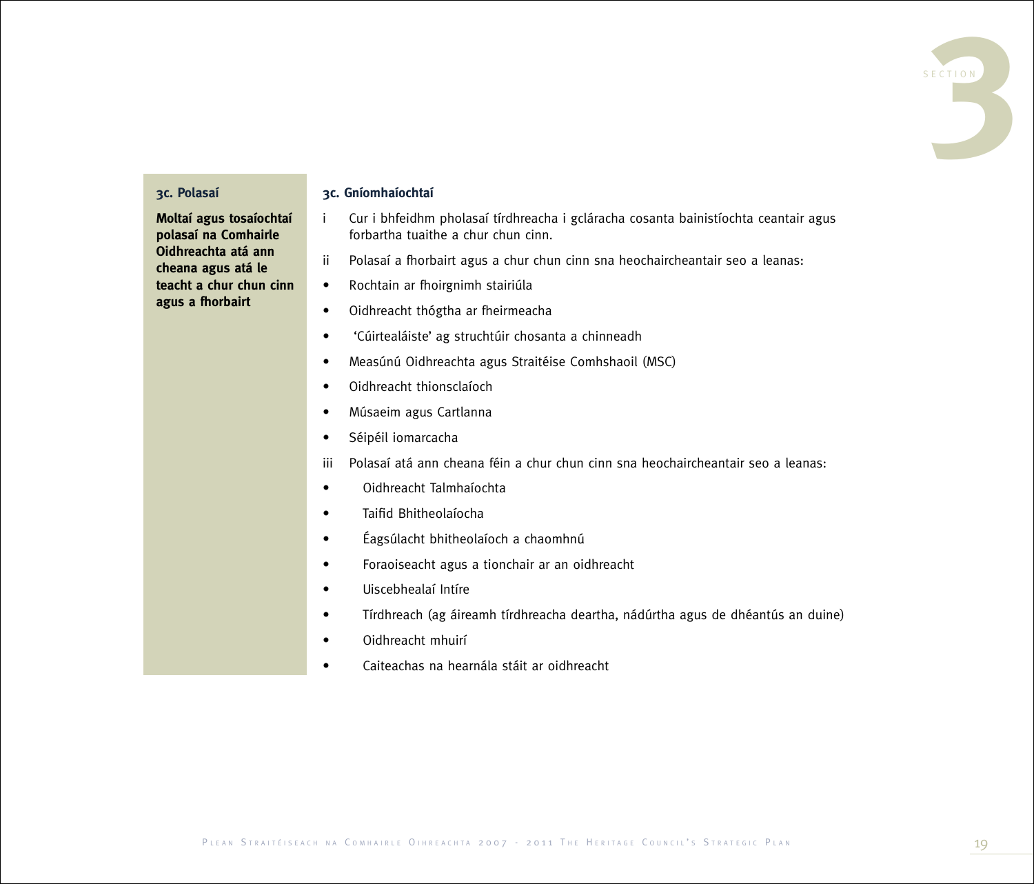### 3c. Polasaí

**Moltaí agus tosaíochtaí polasaí na Comhairle Oidhreachta atá ann cheana agus atá le teacht a chur chun cinn agus a fhorbairt**

### 3c. Gníomhaíochtaí

i. Cur i bhfeidhm pholasaí tírdhreacha i gcláracha cosanta bainistíochta ceantair agus forbartha tuaithe a chur chun cinn.

ii. Polasaí a fhorbairt agus a chur chun cinn sna heochaircheantair seo a leanas:

- Rochtain ar fhoirgnimh stairiúla
- Oidhreacht thógtha ar fheirmeacha
- 'Cúirtealáiste' ag struchtúir chosanta a chinneadh
- Measúnú Oidhreachta agus Straitéise Comhshaoil (MSC)
- Oidhreacht thionsclaíoch
- Músaeim agus Cartlanna
- Séipéil iomarcacha

iii. Polasaí atá ann cheana féin a chur chun cinn sna heochaircheantair seo a leanas:

- Oidhreacht Talmhaíochta
- Taifid Bhitheolaíocha
- Éagsúlacht bhitheolaíoch a chaomhnú
- Foraoiseacht agus a tionchair ar an oidhreacht
- Uiscebhealaí Intíre
- Tírdhreach (ag áireamh tírdhreacha deartha, nádúrtha agus de dhéantús an duine)
- Oidhreacht mhuirí
- Caiteachas na hearnála stáit ar oidhreacht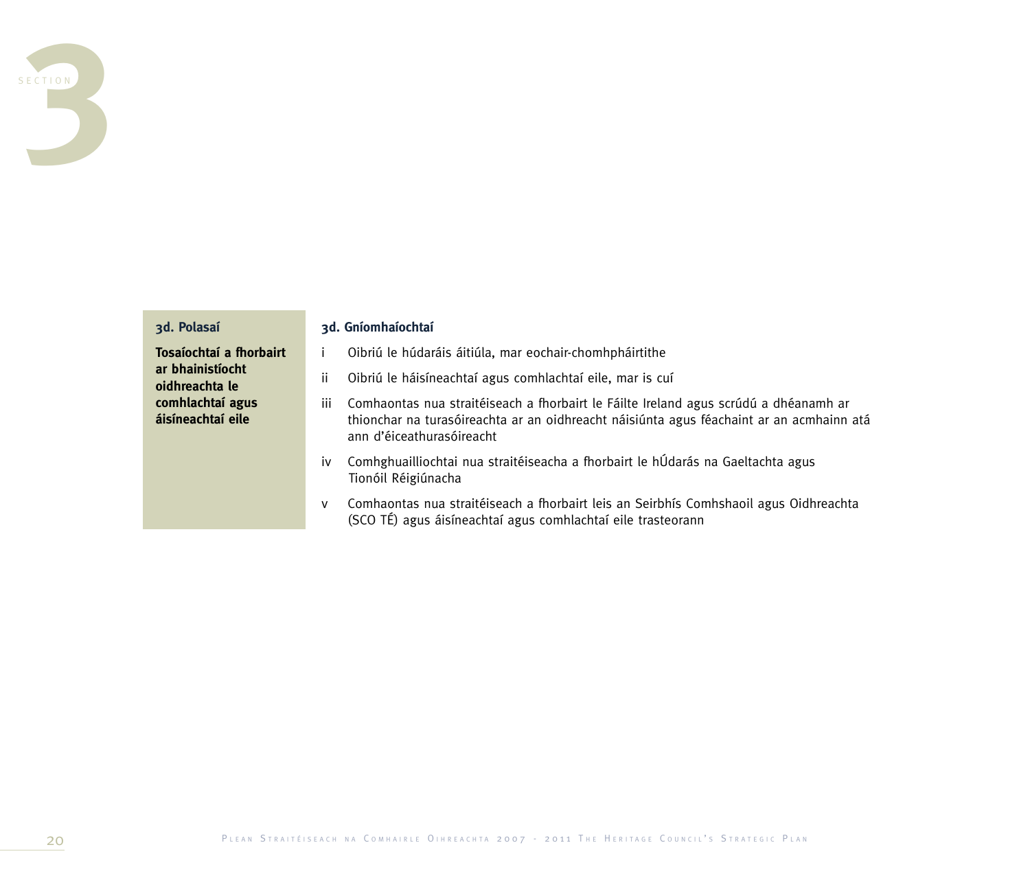**3d. Polasaí**

**Tosaíochtaí a fhorbairt ar bhainistíocht oidhreachta le comhlachtaí agus áisíneachtaí eile**

**3d. Gníomhaíochtaí**

i Oibriú le húdaráis áitiúla, mar eochair-chomhpháirtithe

ii Oibriú le háisíneachtaí agus comhlachtaí eile, mar is cuí

iii Comhaontas nua straitéiseach a fhorbairt le Fáilte Ireland agus scrúdú a dhéanamh ar thionchar na turasóireachta ar an oidhreacht náisiúnta agus féachaint ar an acmhainn atá ann d'éiceathurasóireacht

iv Comhghuailliochtai nua straitéiseacha a fhorbairt le hÚdarás na Gaeltachta agus Tionóil Réigiúnacha

v Comhaontas nua straitéiseach a fhorbairt leis an Seirbhís Comhshaoil agus Oidhreachta (SCO TÉ) agus áisíneachtaí agus comhlachtaí eile trasteorann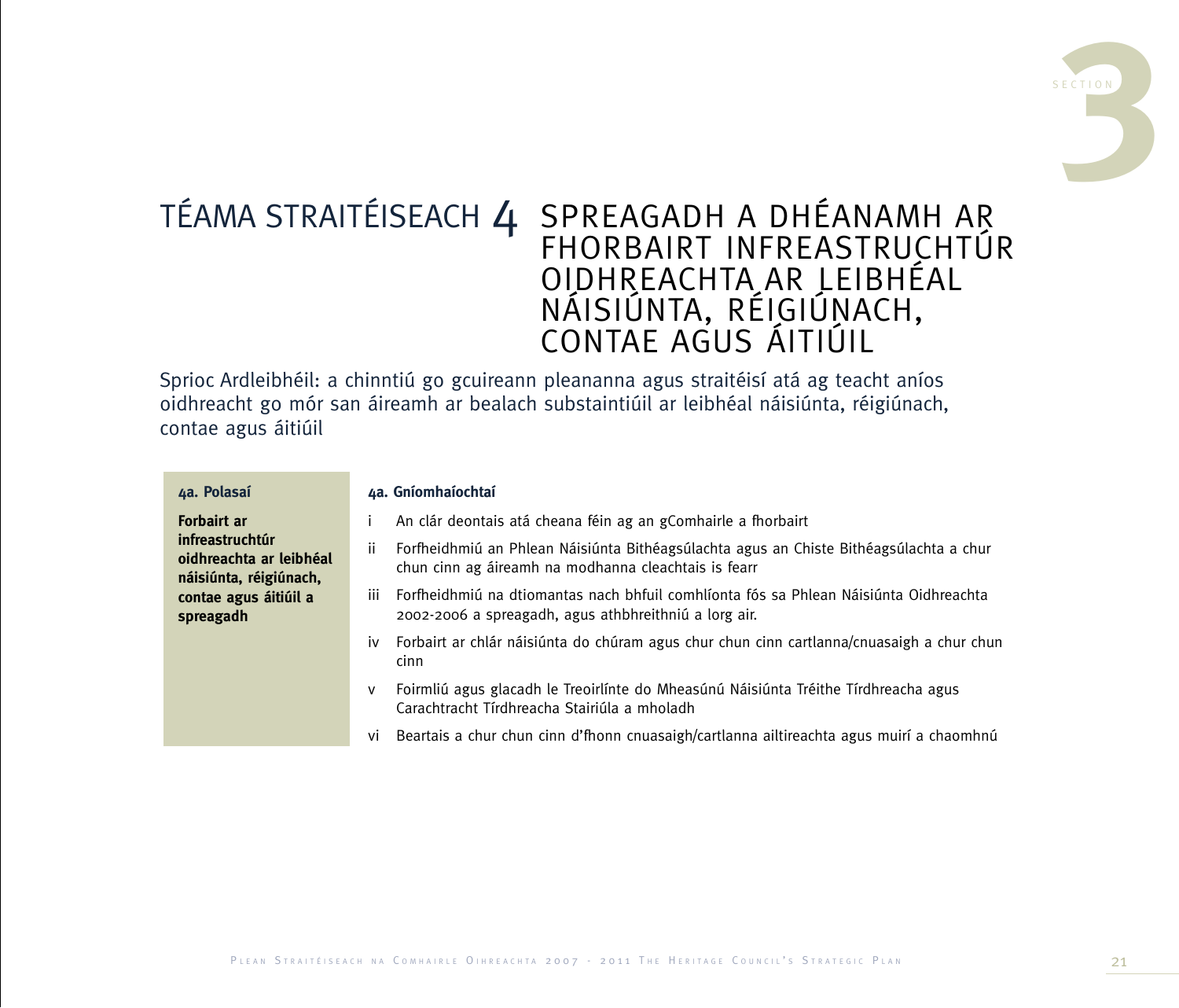# TÉAMA STRAITÉISEACH 4 SPREAGADH A DHÉANAMH AR FHORBAIRT INFREASTRUCHTÚR OIDHREACHTA AR LEIBHÉAL NÁISIÚNTA, RÉIGIÚNACH, CONTAE AGUS ÁITIÚIL

Sprioc Ardleibhéil: a chinntiú go gcuireann pleananna agus straitéisí atá ag teacht aníos oidhreacht go mór san áireamh ar bealach substaintiúil ar leibhéal náisiúnta, réigiúnach, contae agus áitiúil

| 4a. Polasaí | 4a. Gníomhaíochtaí |
|---|---|
| **Forbairt ar infreastruchtúr oidhreachta ar leibhéal náisiúnta, réigiúnach, contae agus áitiúil a spreagadh** | i An clár deontais atá cheana féin ag an gComhairle a fhorbairt<br>ii Forfheidhmiú an Phlean Náisiúnta Bithéagsúlachta agus an Chiste Bithéagsúlachta a chur chun cinn ag áireamh na modhanna cleachtais is fearr<br>iii Forfheidhmiú na dtiomantas nach bhfuil comhlíonta fós sa Phlean Náisiúnta Oidhreachta 2002-2006 a spreagadh, agus athbhreithniú a lorg air.<br>iv Forbairt ar chlár náisiúnta do chúram agus chur chun cinn cartlanna/cnuasaigh a chur chun cinn<br>v Foirmliú agus glacadh le Treoirlínte do Mheasúnú Náisiúnta Tréithe Tírdhreacha agus Carachtracht Tírdhreacha Stairiúla a mholadh<br>vi Beartais a chur chun cinn d'fhonn cnuasaigh/cartlanna ailtireachta agus muirí a chaomhnú |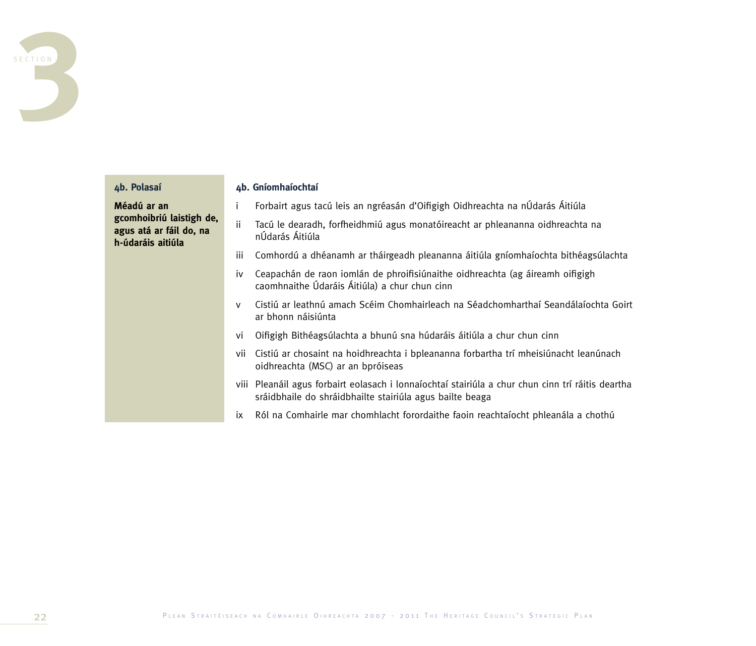| 4b. Polasaí | 4b. Gníomhaíochtaí |
| --- | --- |
| **Méadú ar an gcomhoibriú laistigh de, agus atá ar fáil do, na h-údaráis aitiúla** | i Forbairt agus tacú leis an ngréasán d'Oifigigh Oidhreachta na nÚdarás Áitiúla |
| | ii Tacú le dearadh, forfheidhmiú agus monatóireacht ar phleananna oidhreachta na nÚdarás Áitiúla |
| | iii Comhordú a dhéanamh ar tháirgeadh pleananna áitiúla gníomhaíochta bithéagsúlachta |
| | iv Ceapachán de raon iomlán de phroifisiúnaithe oidhreachta (ag áireamh oifigigh caomhnaithe Údaráis Áitiúla) a chur chun cinn |
| | v Cistiú ar leathnú amach Scéim Chomhairleach na Séadchomharthaí Seandálaíochta Goirt ar bhonn náisiúnta |
| | vi Oifigigh Bithéagsúlachta a bhunú sna húdaráis áitiúla a chur chun cinn |
| | vii Cistiú ar chosaint na hoidhreachta i bpleananna forbartha trí mheisiúnacht leanúnach oidhreachta (MSC) ar an bpróiseas |
| | viii Pleanáil agus forbairt eolasach i lonnaíochtaí stairiúla a chur chun cinn trí ráitis deartha sráidbhaile do shráidbhailte stairiúla agus bailte beaga |
| | ix Ról na Comhairle mar chomhlacht forordaithe faoin reachtaíocht phleanála a chothú |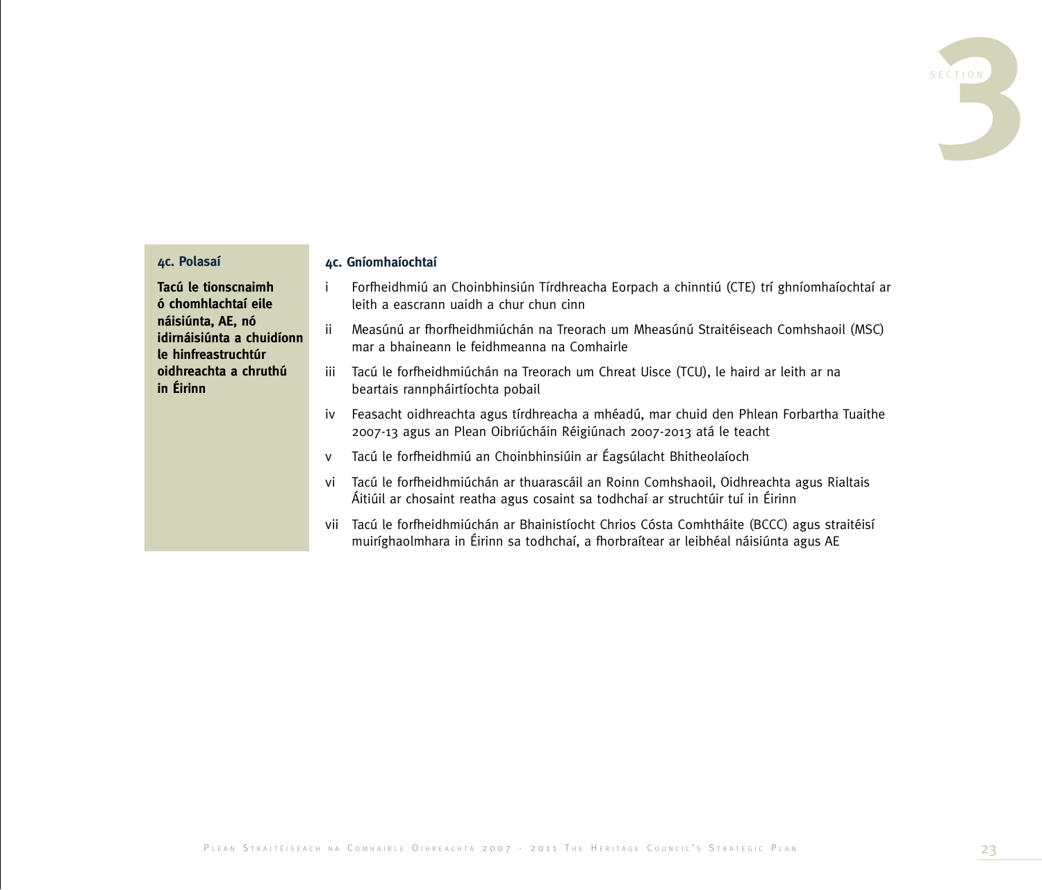### 4c. Polasaí

**Tacú le tionscnaimh ó chomhlachtaí eile náisiúnta, AE, nó idirnáisiúnta a chuidíonn le hinfreastruchtúr oidhreachta a chruthú in Éirinn**

### 4c. Gníomhaíochtaí

i. Forfheidhmiú an Choinbhinsiún Tírdhreacha Eorpach a chinntiú (CTE) trí ghníomhaíochtaí ar leith a eascrann uaidh a chur chun cinn

ii. Measúnú ar fhorfheidhmiúchán na Treorach um Mheasúnú Straitéiseach Comhshaoil (MSC) mar a bhaineann le feidhmeanna na Comhairle

iii. Tacú le forfheidhmiúchán na Treorach um Chreat Uisce (TCU), le haird ar leith ar na beartais rannpháirtíochta pobail

iv. Feasacht oidhreachta agus tírdhreacha a mhéadú, mar chuid den Phlean Forbartha Tuaithe 2007-13 agus an Plean Oibriúcháin Réigiúnach 2007-2013 atá le teacht

v. Tacú le forfheidhmiú an Choinbhinsiúin ar Éagsúlacht Bhitheolaíoch

vi. Tacú le forfheidhmiúchán ar thuarascáil an Roinn Comhshaoil, Oidhreachta agus Rialtais Áitiúil ar chosaint reatha agus cosaint sa todhchaí ar struchtúir tuí in Éirinn

vii. Tacú le forfheidhmiúchán ar Bhainistíocht Chrios Cósta Comhtháite (BCCC) agus straitéisí muiríghaolmhara in Éirinn sa todhchaí, a fhorbraítear ar leibhéal náisiúnta agus AE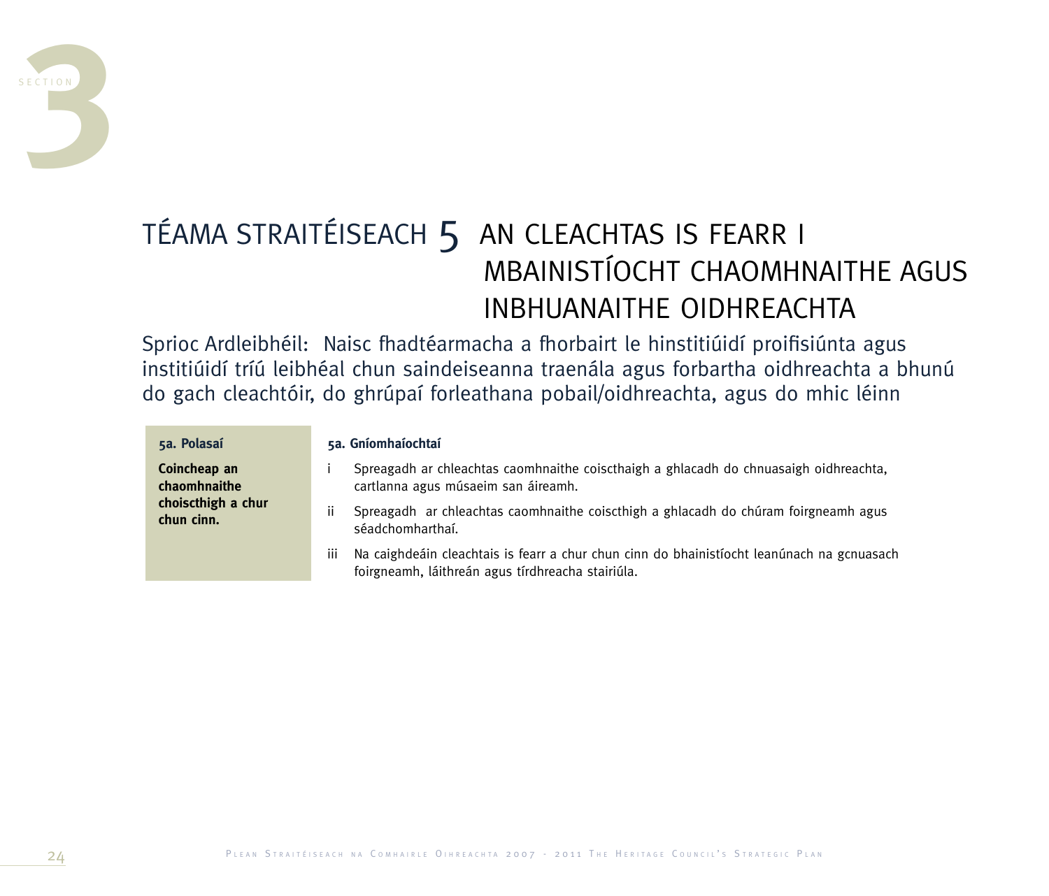# TÉAMA STRAITÉISEACH 5 AN CLEACHTAS IS FEARR I MBAINISTÍOCHT CHAOMHNAITHE AGUS INBHUANAITHE OIDHREACHTA

Sprioc Ardleibhéil: Naisc fhadtéarmacha a fhorbairt le hinstitiúidí proifisiúnta agus institiúidí tríú leibhéal chun saindeiseanna traenála agus forbartha oidhreachta a bhunú do gach cleachtóir, do ghrúpaí forleathana pobail/oidhreachta, agus do mhic léinn

| 5a. Polasaí | 5a. Gníomhaíochtaí |
|---|---|
| **Coincheap an chaomhnaithe choiscthigh a chur chun cinn.** | i Spreagadh ar chleachtas caomhnaithe coiscthaigh a ghlacadh do chnuasaigh oidhreachta, cartlanna agus músaeim san áireamh.<br>ii Spreagadh ar chleachtas caomhnaithe coiscthigh a ghlacadh do chúram foirgneamh agus séadchomharthaí.<br>iii Na caighdeáin cleachtais is fearr a chur chun cinn do bhainistíocht leanúnach na gcnuasach foirgneamh, láithreán agus tírdhreacha stairiúla. |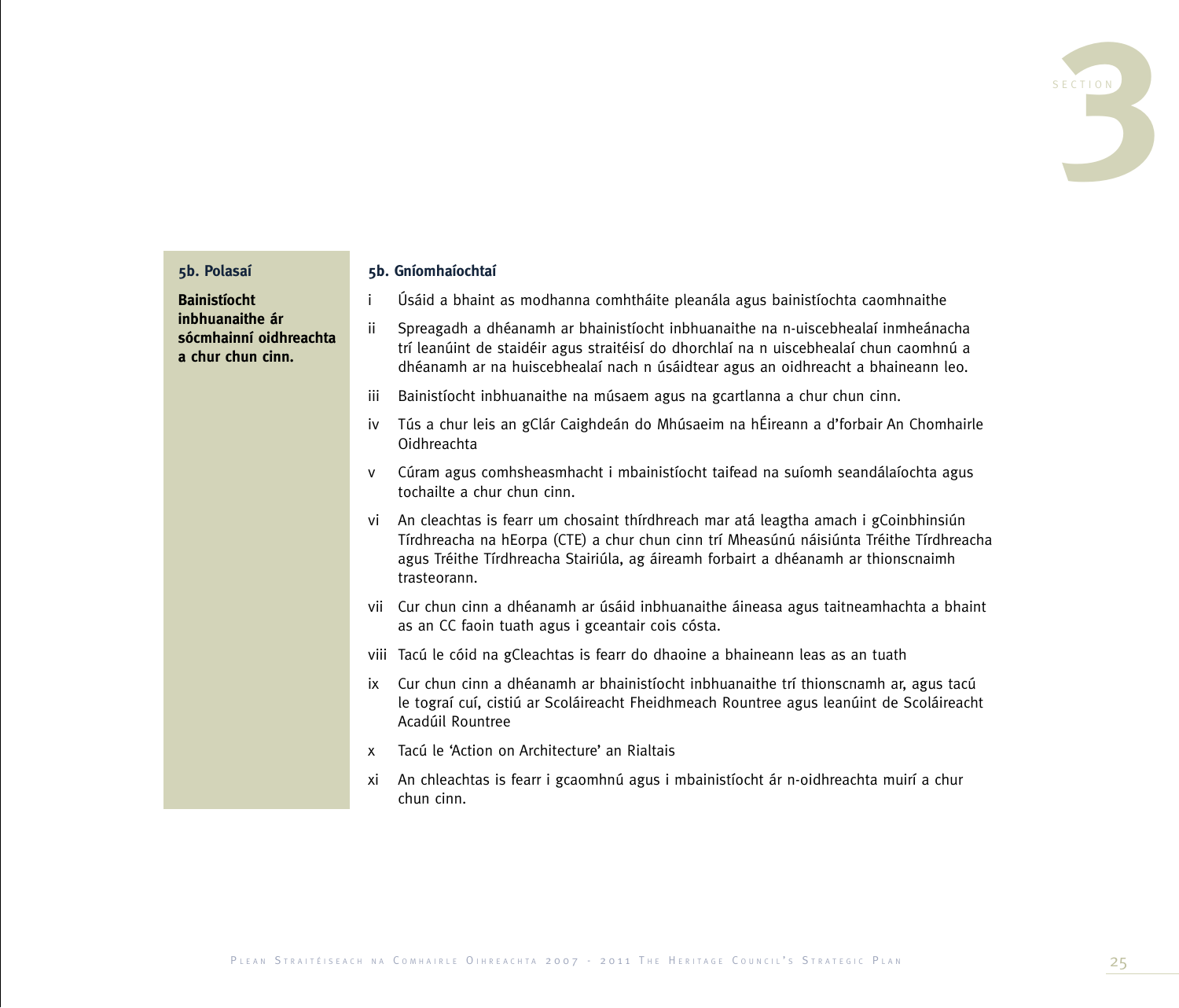### 5b. Polasaí

**Bainistíocht inbhuanaithe ár sócmhainní oidhreachta a chur chun cinn.**

### 5b. Gníomhaíochtaí

i Úsáid a bhaint as modhanna comhtháite pleanála agus bainistíochta caomhnaithe

ii Spreagadh a dhéanamh ar bhainistíocht inbhuanaithe na n-uiscebhealaí inmheánacha trí leanúint de staidéir agus straitéisí do dhorchlaí na n uiscebhealaí chun caomhnú a dhéanamh ar na huiscebhealaí nach n úsáidtear agus an oidhreacht a bhaineann leo.

iii Bainistíocht inbhuanaithe na músaem agus na gcartlanna a chur chun cinn.

iv Tús a chur leis an gClár Caighdeán do Mhúsaeim na hÉireann a d'forbair An Chomhairle Oidhreachta

v Cúram agus comhsheasmhacht i mbainistíocht taifead na suíomh seandálaíochta agus tochailte a chur chun cinn.

vi An cleachtas is fearr um chosaint thírdhreach mar atá leagtha amach i gCoinbhinsiún Tírdhreacha na hEorpa (CTE) a chur chun cinn trí Mheasúnú náisiúnta Tréithe Tírdhreacha agus Tréithe Tírdhreacha Stairiúla, ag áireamh forbairt a dhéanamh ar thionscnaimh trasteorann.

vii Cur chun cinn a dhéanamh ar úsáid inbhuanaithe áineasa agus taitneamhachta a bhaint as an CC faoin tuath agus i gceantair cois cósta.

viii Tacú le cóid na gCleachtas is fearr do dhaoine a bhaineann leas as an tuath

ix Cur chun cinn a dhéanamh ar bhainistíocht inbhuanaithe trí thionscnamh ar, agus tacú le tograí cuí, cistiú ar Scoláireacht Fheidhmeach Rountree agus leanúint de Scoláireacht Acadúil Rountree

x Tacú le 'Action on Architecture' an Rialtais

xi An chleachtas is fearr i gcaomhnú agus i mbainistíocht ár n-oidhreachta muirí a chur chun cinn.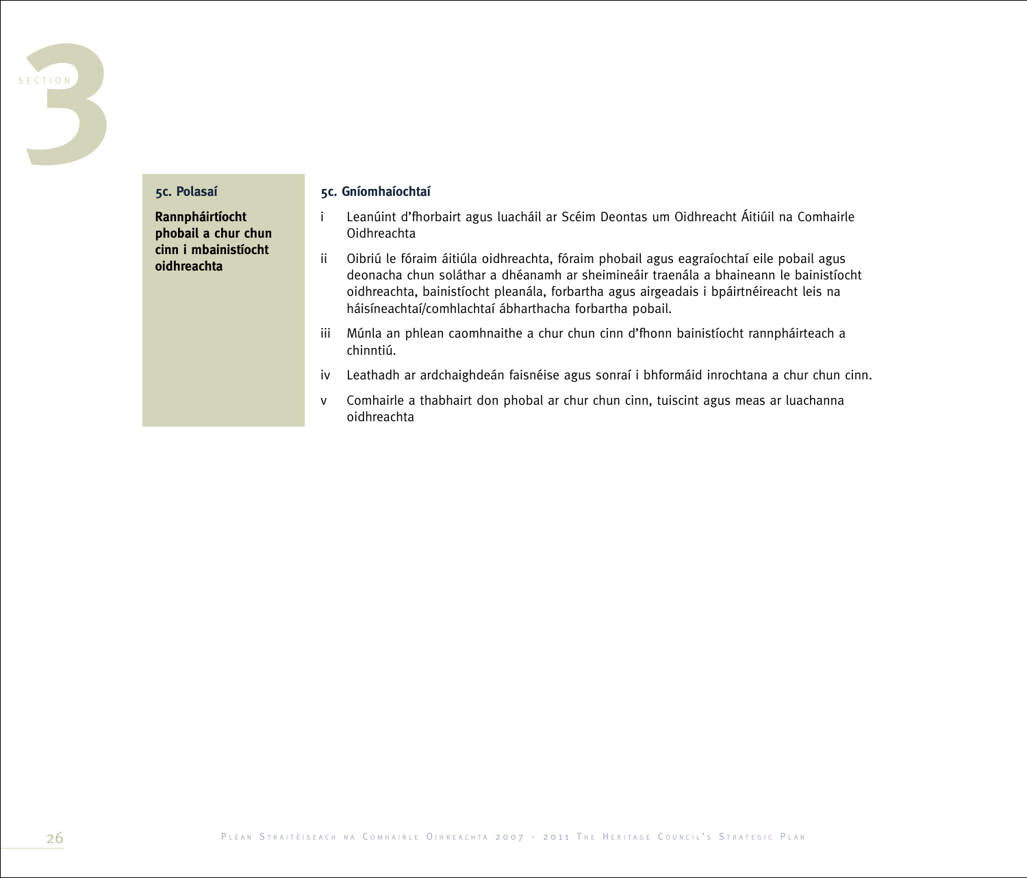| 5c. Polasaí | 5c. Gníomhaíochtaí |
|---|---|
| **Rannpháirtíocht phobail a chur chun cinn i mbainistíocht oidhreachta** | i Leanúint d'fhorbairt agus luacháil ar Scéim Deontas um Oidhreacht Áitiúil na Comhairle Oidhreachta<br>ii Oibriú le fóraim áitiúla oidhreachta, fóraim phobail agus eagraíochtaí eile pobail agus deonacha chun soláthar a dhéanamh ar sheimineáir traenála a bhaineann le bainistíocht oidhreachta, bainistíocht pleanála, forbartha agus airgeadais i bpáirtnéireacht leis na háisíneachtaí/comhlachtaí ábharthacha forbartha pobail.<br>iii Múnla an phlean caomhnaithe a chur chun cinn d'fhonn bainistíocht rannpháirteach a chinntiú.<br>iv Leathadh ar ardchaighdeán faisnéise agus sonraí i bhformáid inrochtana a chur chun cinn.<br>v Comhairle a thabhairt don phobal ar chur chun cinn, tuiscint agus meas ar luachanna oidhreachta |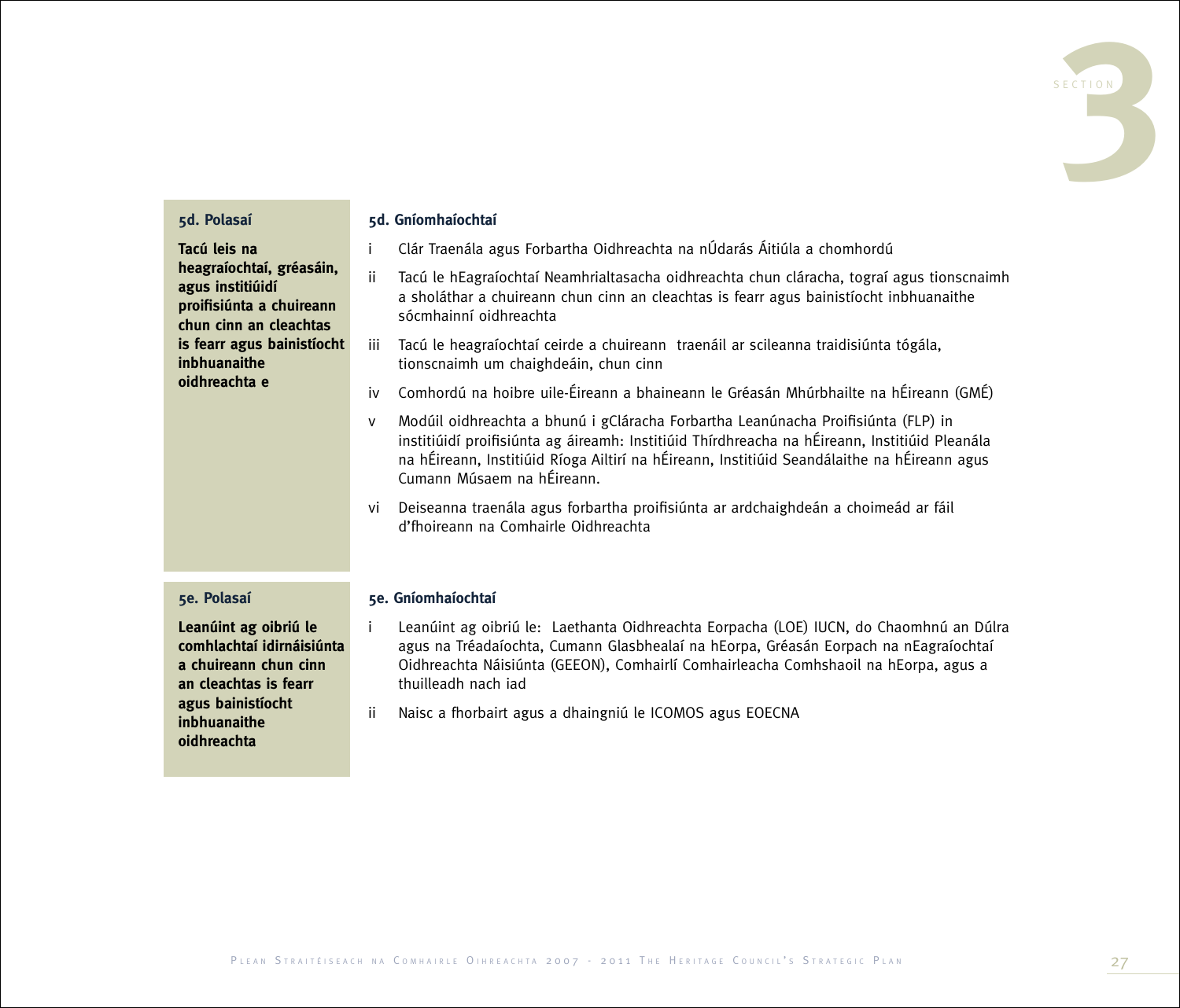### 5d. Polasaí

**Tacú leis na heagraíochtaí, gréasáin, agus institiúidí proifisiúnta a chuireann chun cinn an cleachtas is fearr agus bainistíocht inbhuanaithe oidhreachta e**

### 5d. Gníomhaíochtaí

- i Clár Traenála agus Forbartha Oidhreachta na nÚdarás Áitiúla a chomhordú
- ii Tacú le hEagraíochtaí Neamhrialtasacha oidhreachta chun cláracha, tograí agus tionscnaimh a sholáthar a chuireann chun cinn an cleachtas is fearr agus bainistíocht inbhuanaithe sócmhainní oidhreachta
- iii Tacú le heagraíochtaí ceirde a chuireann traenáil ar scileanna traidisiúnta tógála, tionscnaimh um chaighdeáin, chun cinn
- iv Comhordú na hoibre uile-Éireann a bhaineann le Gréasán Mhúrbhailte na hÉireann (GMÉ)
- v Modúil oidhreachta a bhunú i gCláracha Forbartha Leanúnacha Proifisiúnta (FLP) in institiúidí proifisiúnta ag áireamh: Institiúid Thírdhreacha na hÉireann, Institiúid Pleanála na hÉireann, Institiúid Ríoga Ailtirí na hÉireann, Institiúid Seandálaithe na hÉireann agus Cumann Músaem na hÉireann.
- vi Deiseanna traenála agus forbartha proifisiúnta ar ardchaighdeán a choimeád ar fáil d'fhoireann na Comhairle Oidhreachta

### 5e. Polasaí

**Leanúint ag oibriú le comhlachtaí idirnáisiúnta a chuireann chun cinn an cleachtas is fearr agus bainistíocht inbhuanaithe oidhreachta**

### 5e. Gníomhaíochtaí

- i Leanúint ag oibriú le: Laethanta Oidhreachta Eorpacha (LOE) IUCN, do Chaomhnú an Dúlra agus na Tréadaíochta, Cumann Glasbhealaí na hEorpa, Gréasán Eorpach na nEagraíochtaí Oidhreachta Náisiúnta (GEEON), Comhairlí Comhairleacha Comhshaoil na hEorpa, agus a thuilleadh nach iad
- ii Naisc a fhorbairt agus a dhaingniú le ICOMOS agus EOECNA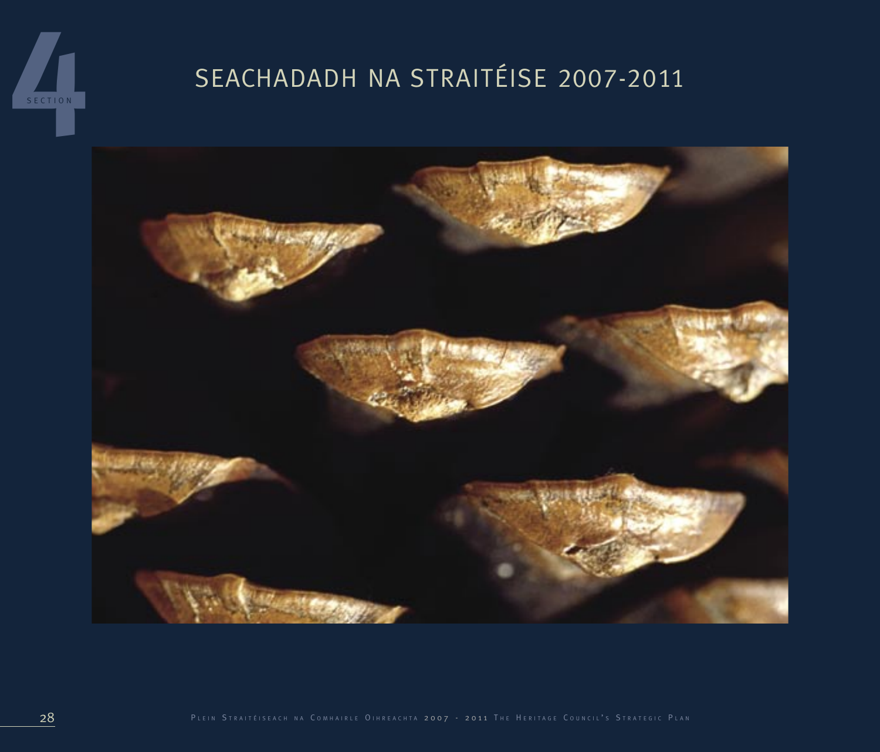# 4 SECTION

# SEACHADADH NA STRAITÉISE 2007-2011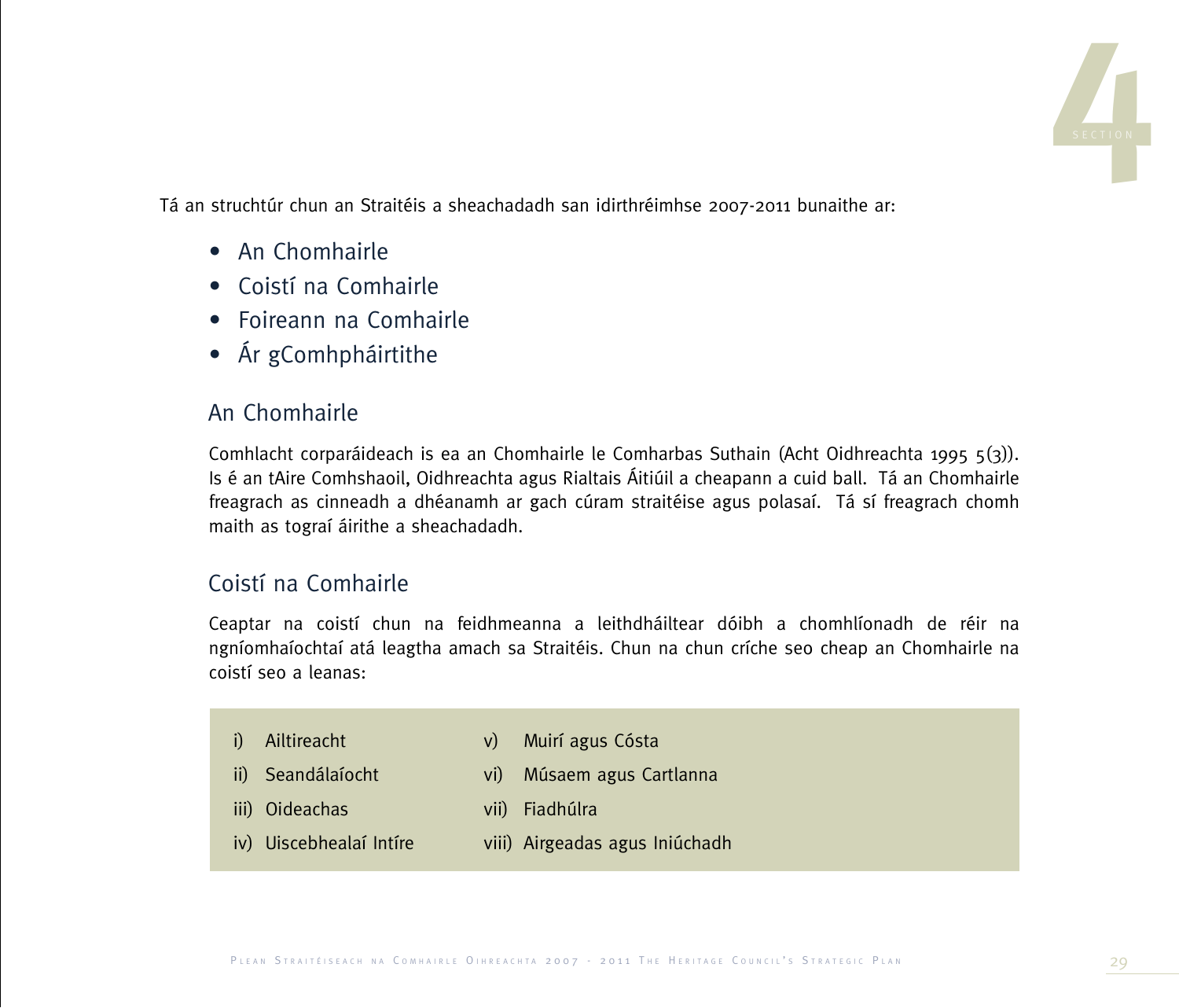Tá an struchtúr chun an Straitéis a sheachadadh san idirthréimhse 2007-2011 bunaithe ar:

- An Chomhairle
- Coistí na Comhairle
- Foireann na Comhairle
- Ár gComhpháirtithe

## An Chomhairle

Comhlacht corparáideach is ea an Chomhairle le Comharbas Suthain (Acht Oidhreachta 1995 5(3)). Is é an tAire Comhshaoil, Oidhreachta agus Rialtais Áitiúil a cheapann a cuid ball. Tá an Chomhairle freagrach as cinneadh a dhéanamh ar gach cúram straitéise agus polasaí. Tá sí freagrach chomh maith as tograí áirithe a sheachadadh.

## Coistí na Comhairle

Ceaptar na coistí chun na feidhmeanna a leithdháiltear dóibh a chomhlíonadh de réir na ngníomhaíochtaí atá leagtha amach sa Straitéis. Chun na chun críche seo cheap an Chomhairle na coistí seo a leanas:

i) Ailtireacht
ii) Seandálaíocht
iii) Oideachas
iv) Uiscebhealaí Intíre
v) Muirí agus Cósta
vi) Músaem agus Cartlanna
vii) Fiadhúlra
viii) Airgeadas agus Iniúchadh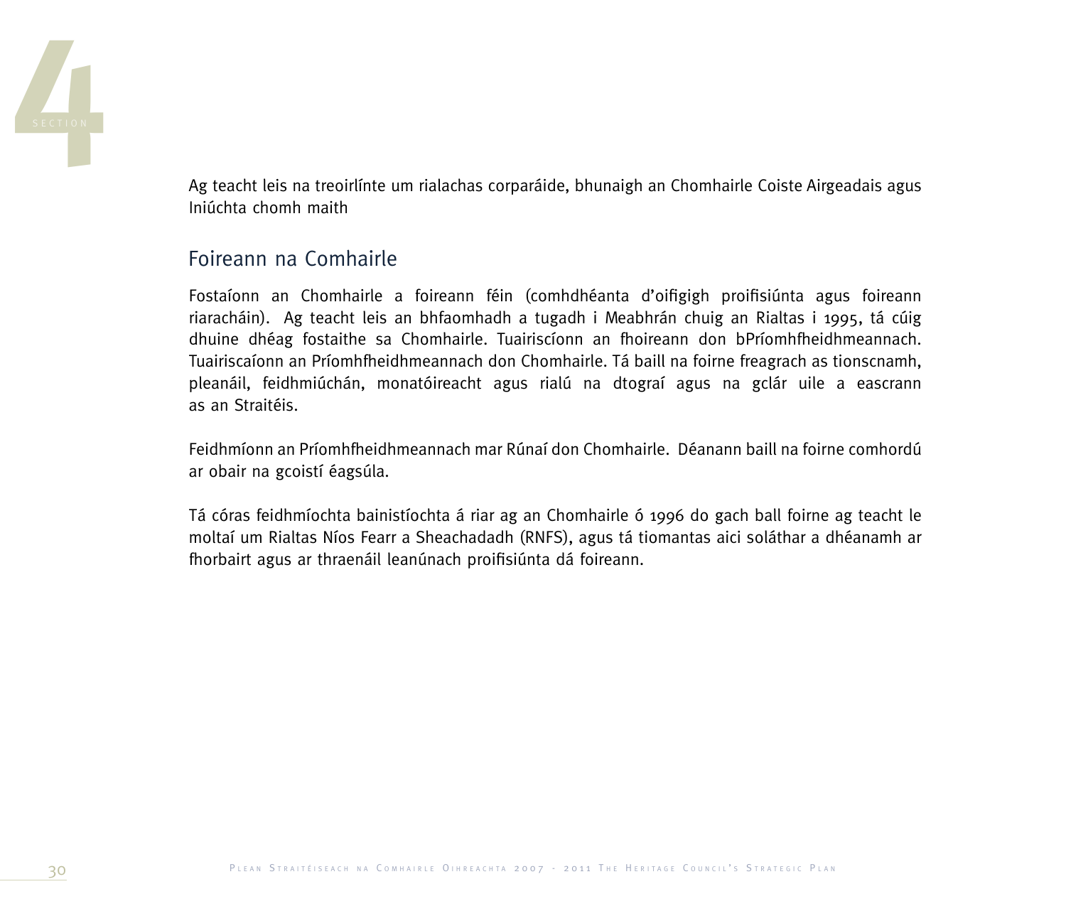Ag teacht leis na treoirlínte um rialachas corparáide, bhunaigh an Chomhairle Coiste Airgeadais agus Iniúchta chomh maith

## Foireann na Comhairle

Fostaíonn an Chomhairle a foireann féin (comhdhéanta d'oifigigh proifisiúnta agus foireann riaracháin). Ag teacht leis an bhfaomhadh a tugadh i Meabhrán chuig an Rialtas i 1995, tá cúig dhuine dhéag fostaithe sa Chomhairle. Tuairiscíonn an fhoireann don bPríomhfheidhmeannach. Tuairiscaíonn an Príomhfheidhmeannach don Chomhairle. Tá baill na foirne freagrach as tionscnamh, pleanáil, feidhmiúchán, monatóireacht agus rialú na dtograí agus na gclár uile a eascrann as an Straitéis.

Feidhmíonn an Príomhfheidhmeannach mar Rúnaí don Chomhairle. Déanann baill na foirne comhordú ar obair na gcoistí éagsúla.

Tá córas feidhmíochta bainistíochta á riar ag an Chomhairle ó 1996 do gach ball foirne ag teacht le moltaí um Rialtas Níos Fearr a Sheachadadh (RNFS), agus tá tiomantas aici soláthar a dhéanamh ar fhorbairt agus ar thraenáil leanúnach proifisiúnta dá foireann.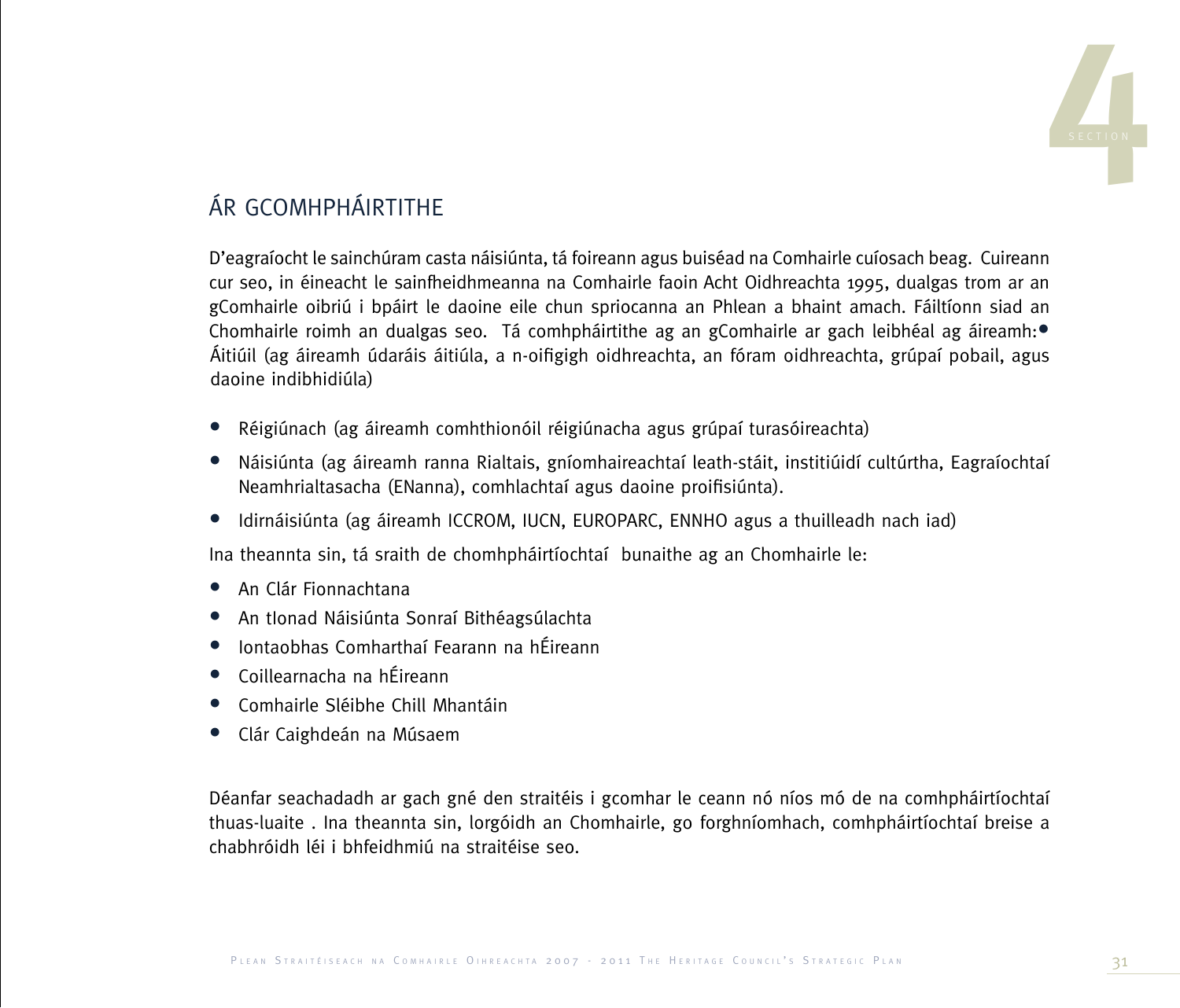## ÁR GCOMHPHÁIRTITHE

D'eagraíocht le sainchúram casta náisiúnta, tá foireann agus buiséad na Comhairle cuíosach beag. Cuireann cur seo, in éineacht le sainfheidhmeanna na Comhairle faoin Acht Oidhreachta 1995, dualgas trom ar an gComhairle oibriú i bpáirt le daoine eile chun spriocanna an Phlean a bhaint amach. Fáiltíonn siad an Chomhairle roimh an dualgas seo. Tá comhpháirtithe ag an gComhairle ar gach leibhéal ag áireamh:

- Áitiúil (ag áireamh údaráis áitiúla, a n-oifigigh oidhreachta, an fóram oidhreachta, grúpaí pobail, agus daoine indibhidiúla)
- Réigiúnach (ag áireamh comhthionóil réigiúnacha agus grúpaí turasóireachta)
- Náisiúnta (ag áireamh ranna Rialtais, gníomhaireachtaí leath-stáit, institiúidí cultúrtha, Eagraíochtaí Neamhrialtasacha (ENanna), comhlachtaí agus daoine proifisiúnta).
- Idirnáisiúnta (ag áireamh ICCROM, IUCN, EUROPARC, ENNHO agus a thuilleadh nach iad)

Ina theannta sin, tá sraith de chomhpháirtíochtaí bunaithe ag an Chomhairle le:

- An Clár Fionnachtana
- An tIonad Náisiúnta Sonraí Bithéagsúlachta
- Iontaobhas Comharthaí Fearann na hÉireann
- Coillearnacha na hÉireann
- Comhairle Sléibhe Chill Mhantáin
- Clár Caighdeán na Músaem

Déanfar seachadadh ar gach gné den straitéis i gcomhar le ceann nó níos mó de na comhpháirtíochtaí thuas-luaite . Ina theannta sin, lorgóidh an Chomhairle, go forghníomhach, comhpháirtíochtaí breise a chabhróidh léi i bhfeidhmiú na straitéise seo.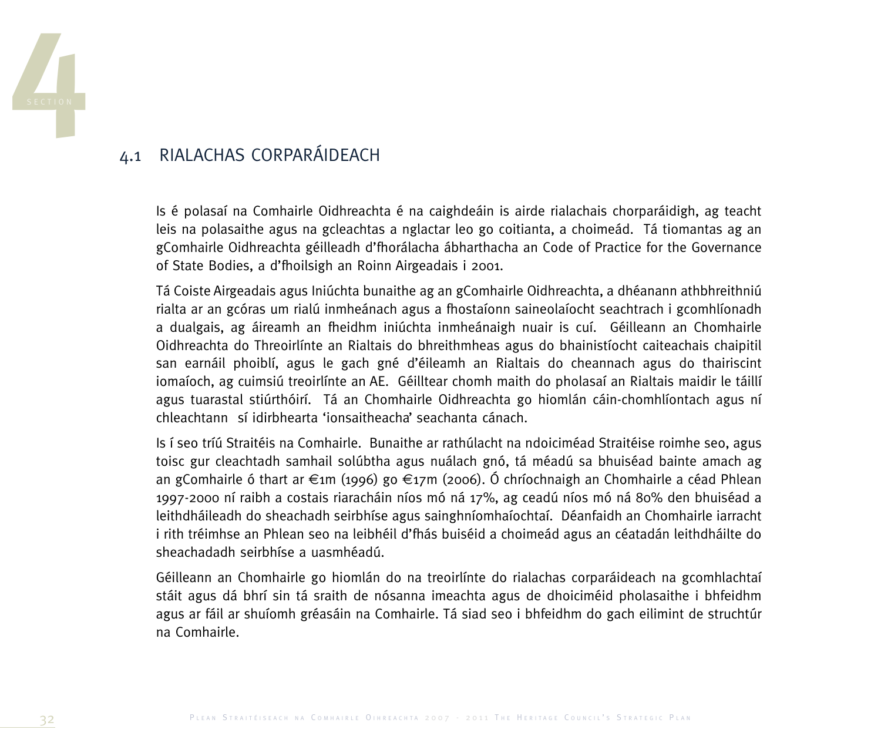## 4.1 RIALACHAS CORPARÁIDEACH

Is é polasaí na Comhairle Oidhreachta é na caighdeáin is airde rialachais chorparáidigh, ag teacht leis na polasaithe agus na gcleachtas a nglactar leo go coitianta, a choimeád. Tá tiomantas ag an gComhairle Oidhreachta géilleadh d'fhorálacha ábharthacha an Code of Practice for the Governance of State Bodies, a d'fhoilsigh an Roinn Airgeadais i 2001.

Tá Coiste Airgeadais agus Iniúchta bunaithe ag an gComhairle Oidhreachta, a dhéanann athbhreithniú rialta ar an gcóras um rialú inmheánach agus a fhostaíonn saineolaíocht seachtrach i gcomhlíonadh a dualgais, ag áireamh an fheidhm iniúchta inmheánaigh nuair is cuí. Géilleann an Chomhairle Oidhreachta do Threoirlínte an Rialtais do bhreithmheas agus do bhainistíocht caiteachais chaipitil san earnáil phoiblí, agus le gach gné d'éileamh an Rialtais do cheannach agus do thairiscint iomaíoch, ag cuimsiú treoirlínte an AE. Géilltear chomh maith do pholasaí an Rialtais maidir le táillí agus tuarastal stiúrthóirí. Tá an Chomhairle Oidhreachta go hiomlán cáin-chomhlíontach agus ní chleachtann sí idirbhearta 'ionsaitheacha' seachanta cánach.

Is í seo tríú Straitéis na Comhairle. Bunaithe ar rathúlacht na ndoiciméad Straitéise roimhe seo, agus toisc gur cleachtadh samhail solúbtha agus nuálach gnó, tá méadú sa bhuiséad bainte amach ag an gComhairle ó thart ar €1m (1996) go €17m (2006). Ó chríochnaigh an Chomhairle a céad Phlean 1997-2000 ní raibh a costais riaracháin níos mó ná 17%, ag ceadú níos mó ná 80% den bhuiséad a leithdháileadh do sheachadh seirbhíse agus sainghníomhaíochtaí. Déanfaidh an Chomhairle iarracht i rith tréimhse an Phlean seo na leibhéil d'fhás buiséid a choimeád agus an céatadán leithdháilte do sheachadadh seirbhíse a uasmhéadú.

Géilleann an Chomhairle go hiomlán do na treoirlínte do rialachas corparáideach na gcomhlachtaí stáit agus dá bhrí sin tá sraith de nósanna imeachta agus de dhoiciméid pholasaithe i bhfeidhm agus ar fáil ar shuíomh gréasáin na Comhairle. Tá siad seo i bhfeidhm do gach eilimint de struchtúr na Comhairle.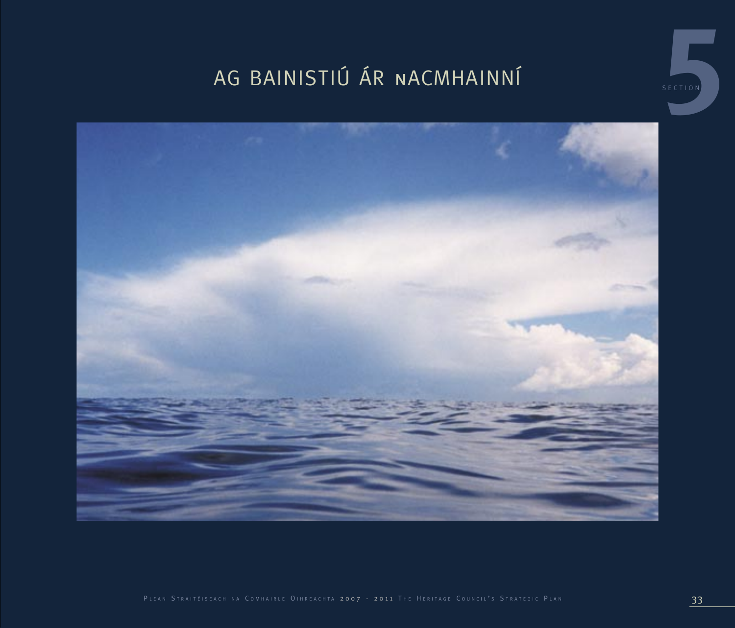# AG BAINISTIÚ ÁR nACMHAINNÍ

SECTION 5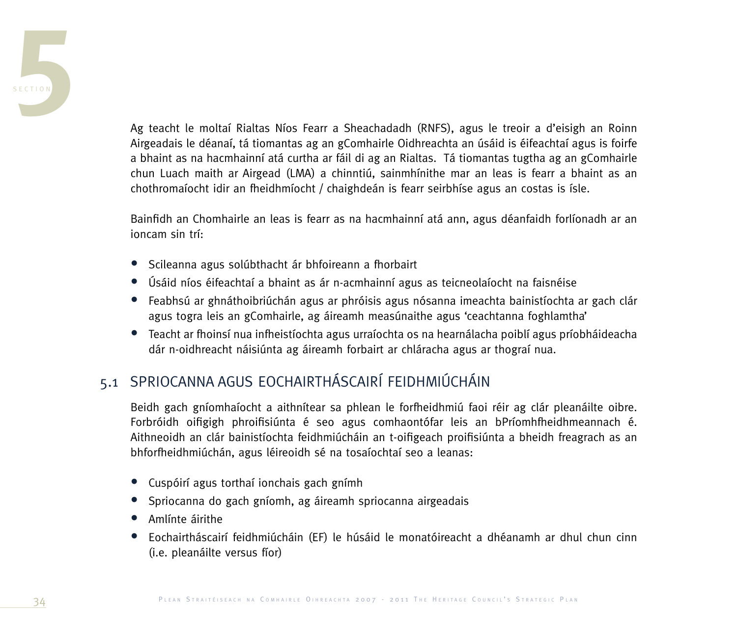# 5 SECTION

Ag teacht le moltaí Rialtas Níos Fearr a Sheachadadh (RNFS), agus le treoir a d'eisigh an Roinn Airgeadais le déanaí, tá tiomantas ag an gComhairle Oidhreachta an úsáid is éifeachtaí agus is foirfe a bhaint as na hacmhainní atá curtha ar fáil di ag an Rialtas. Tá tiomantas tugtha ag an gComhairle chun Luach maith ar Airgead (LMA) a chinntiú, sainmhínithe mar an leas is fearr a bhaint as an chothromaíocht idir an fheidhmíocht / chaighdeán is fearr seirbhíse agus an costas is ísle.

Bainfidh an Chomhairle an leas is fearr as na hacmhainní atá ann, agus déanfaidh forlíonadh ar an ioncam sin trí:

- Scileanna agus solúbthacht ár bhfoireann a fhorbairt
- Úsáid níos éifeachtaí a bhaint as ár n-acmhainní agus as teicneolaíocht na faisnéise
- Feabhsú ar ghnáthoibriúchán agus ar phróisis agus nósanna imeachta bainistíochta ar gach clár agus togra leis an gComhairle, ag áireamh measúnaithe agus 'ceachtanna foghlamtha'
- Teacht ar fhoinsí nua infheistíochta agus urraíochta os na hearnálacha poiblí agus príobháideacha dár n-oidhreacht náisiúnta ag áireamh forbairt ar chláracha agus ar thograí nua.

## 5.1 SPRIOCANNA AGUS EOCHAIRTHÁSCAIRÍ FEIDHMIÚCHÁIN

Beidh gach gníomhaíocht a aithnítear sa phlean le forfheidhmiú faoi réir ag clár pleanáilte oibre. Forbróidh oifigigh phroifisiúnta é seo agus comhaontófar leis an bPríomhfheidhmeannach é. Aithneoidh an clár bainistíochta feidhmiúcháin an t-oifigeach proifisiúnta a bheidh freagrach as an bhforfheidhmiúchán, agus léireoidh sé na tosaíochtaí seo a leanas:

- Cuspóirí agus torthaí ionchais gach gnímh
- Spriocanna do gach gníomh, ag áireamh spriocanna airgeadais
- Amlínte áirithe
- Eochairtháscairí feidhmiúcháin (EF) le húsáid le monatóireacht a dhéanamh ar dhul chun cinn (i.e. pleanáilte versus fíor)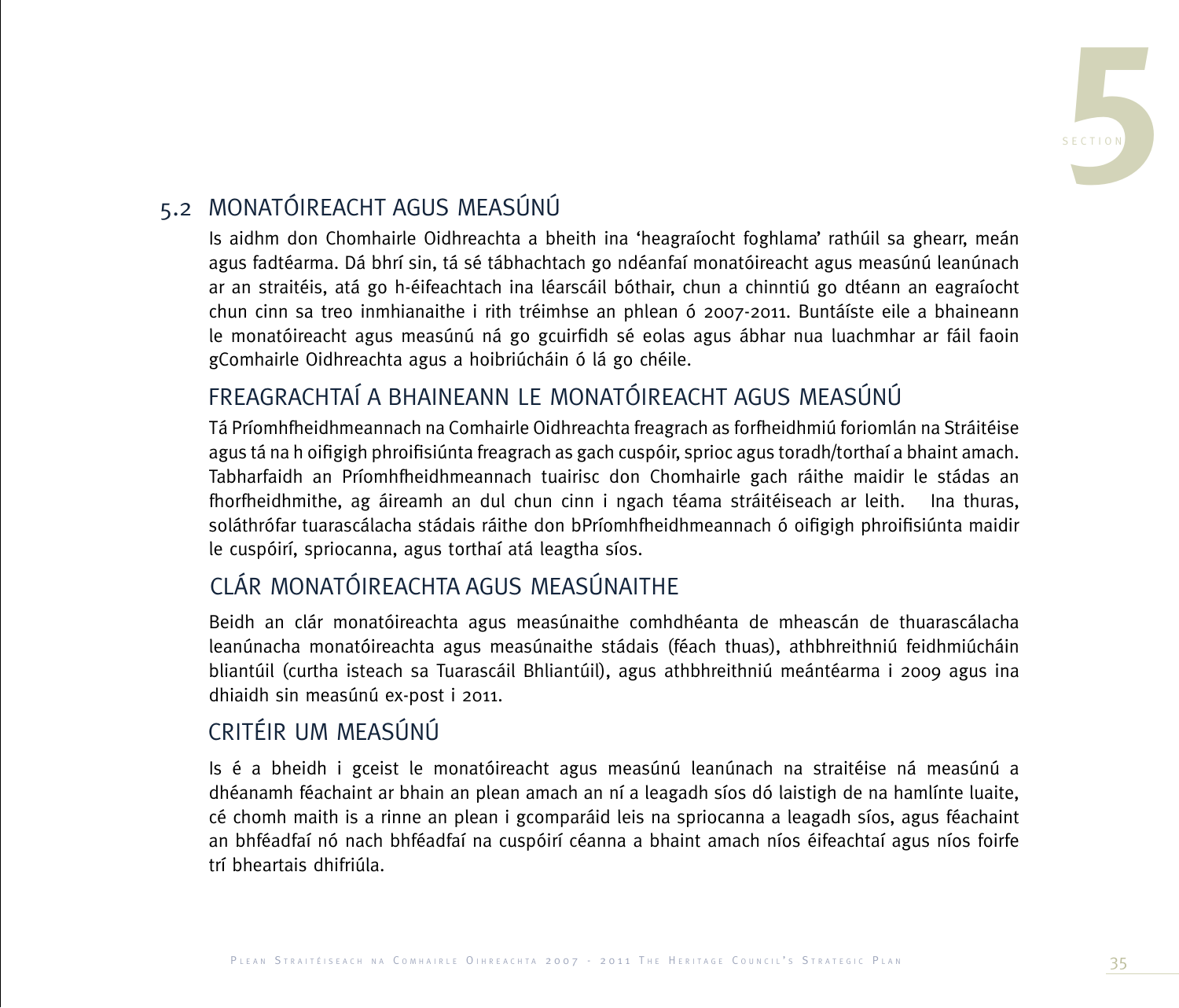## 5.2 MONATÓIREACHT AGUS MEASÚNÚ

Is aidhm don Chomhairle Oidhreachta a bheith ina 'heagraíocht foghlama' rathúil sa ghearr, meán agus fadtéarma. Dá bhrí sin, tá sé tábhachtach go ndéanfaí monatóireacht agus measúnú leanúnach ar an straitéis, atá go h-éifeachtach ina léarscáil bóthair, chun a chinntiú go dtéann an eagraíocht chun cinn sa treo inmhianaithe i rith tréimhse an phlean ó 2007-2011. Buntáiste eile a bhaineann le monatóireacht agus measúnú ná go gcuirfidh sé eolas agus ábhar nua luachmhar ar fáil faoin gComhairle Oidhreachta agus a hoibriúcháin ó lá go chéile.

### FREAGRACHTAÍ A BHAINEANN LE MONATÓIREACHT AGUS MEASÚNÚ

Tá Príomhfheidhmeannach na Comhairle Oidhreachta freagrach as forfheidhmiú foriomlán na Stráitéise agus tá na h oifigigh phroifisiúnta freagrach as gach cuspóir, sprioc agus toradh/torthaí a bhaint amach. Tabharfaidh an Príomhfheidhmeannach tuairisc don Chomhairle gach ráithe maidir le stádas an fhorfheidhmithe, ag áireamh an dul chun cinn i ngach téama stráitéiseach ar leith. Ina thuras, soláthrófar tuarascálacha stádais ráithe don bPríomhfheidhmeannach ó oifigigh phroifisiúnta maidir le cuspóirí, spriocanna, agus torthaí atá leagtha síos.

### CLÁR MONATÓIREACHTA AGUS MEASÚNAITHE

Beidh an clár monatóireachta agus measúnaithe comhdhéanta de mheascán de thuarascálacha leanúnacha monatóireachta agus measúnaithe stádais (féach thuas), athbhreithniú feidhmiúcháin bliantúil (curtha isteach sa Tuarascáil Bhliantúil), agus athbhreithniú meántéarma i 2009 agus ina dhiaidh sin measúnú ex-post i 2011.

### CRITÉIR UM MEASÚNÚ

Is é a bheidh i gceist le monatóireacht agus measúnú leanúnach na straitéise ná measúnú a dhéanamh féachaint ar bhain an plean amach an ní a leagadh síos dó laistigh de na hamlínte luaite, cé chomh maith is a rinne an plean i gcomparáid leis na spriocanna a leagadh síos, agus féachaint an bhféadfaí nó nach bhféadfaí na cuspóirí céanna a bhaint amach níos éifeachtaí agus níos foirfe trí bheartais dhifriúla.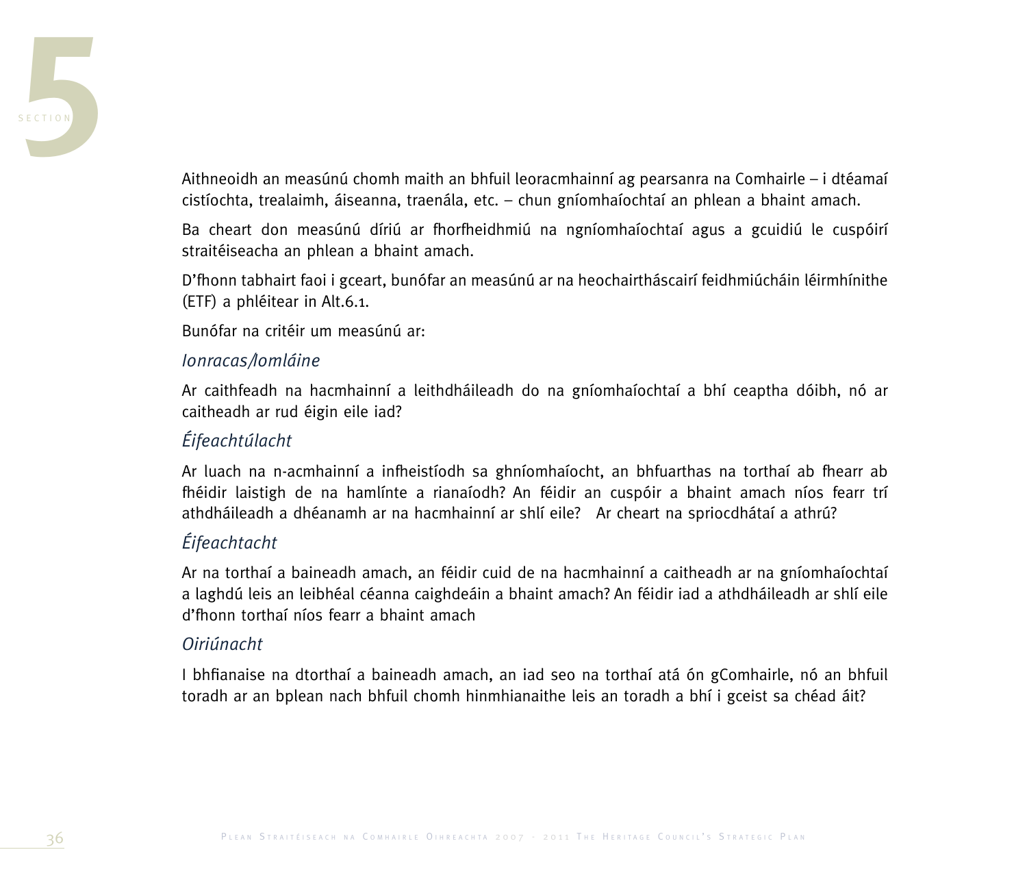Aithneoidh an measúnú chomh maith an bhfuil leoracmhainní ag pearsanra na Comhairle – i dtéamaí cistíochta, trealaimh, áiseanna, traenála, etc. – chun gníomhaíochtaí an phlean a bhaint amach.

Ba cheart don measúnú díriú ar fhorfheidhmiú na ngníomhaíochtaí agus a gcuidiú le cuspóirí straitéiseacha an phlean a bhaint amach.

D'fhonn tabhairt faoi i gceart, bunófar an measúnú ar na heochairtháscairí feidhmiúcháin léirmhínithe (ETF) a phléitear in Alt.6.1.

Bunófar na critéir um measúnú ar:

*Ionracas/Iomláine*

Ar caithfeadh na hacmhainní a leithdháileadh do na gníomhaíochtaí a bhí ceaptha dóibh, nó ar caitheadh ar rud éigin eile iad?

*Éifeachtúlacht*

Ar luach na n-acmhainní a infheistíodh sa ghníomhaíocht, an bhfuarthas na torthaí ab fhearr ab fhéidir laistigh de na hamlínte a rianaíodh? An féidir an cuspóir a bhaint amach níos fearr trí athdháileadh a dhéanamh ar na hacmhainní ar shlí eile? Ar cheart na spriocdhátaí a athrú?

*Éifeachtacht*

Ar na torthaí a baineadh amach, an féidir cuid de na hacmhainní a caitheadh ar na gníomhaíochtaí a laghdú leis an leibhéal céanna caighdeáin a bhaint amach? An féidir iad a athdháileadh ar shlí eile d'fhonn torthaí níos fearr a bhaint amach

*Oiriúnacht*

I bhfianaise na dtorthaí a baineadh amach, an iad seo na torthaí atá ón gComhairle, nó an bhfuil toradh ar an bplean nach bhfuil chomh hinmhianaithe leis an toradh a bhí i gceist sa chéad áit?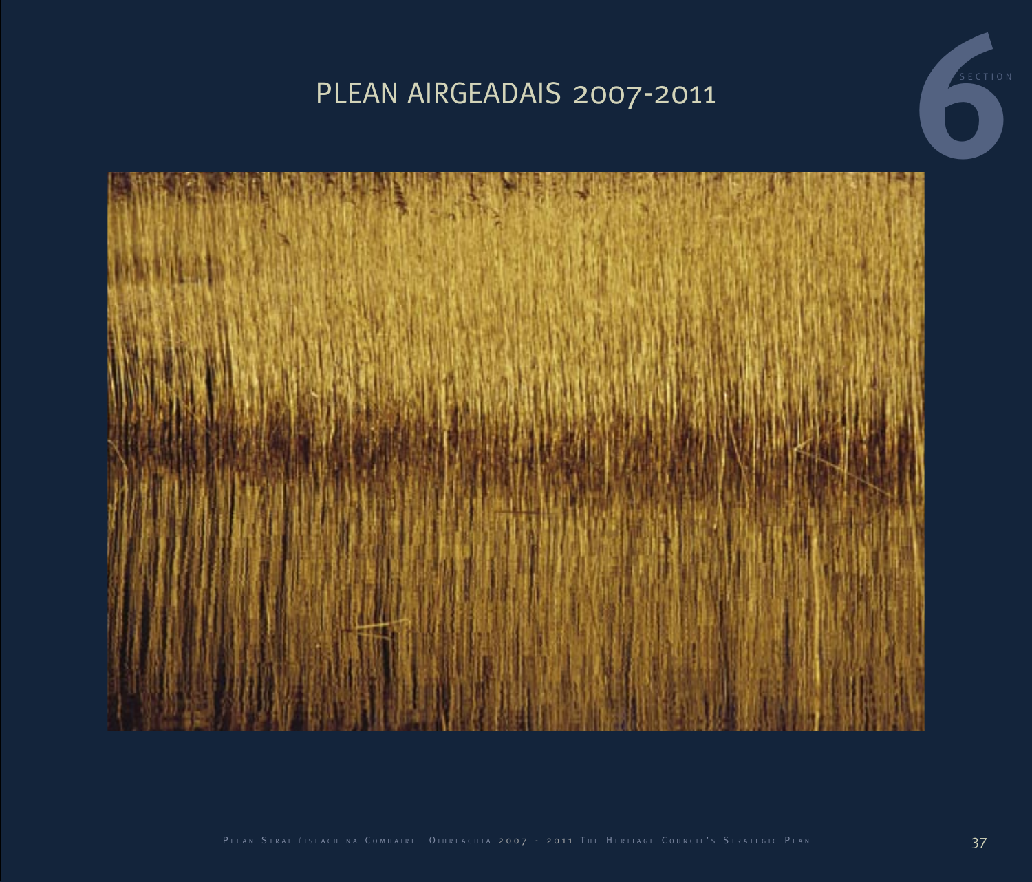# PLEAN AIRGEADAIS 2007-2011

SECTION 6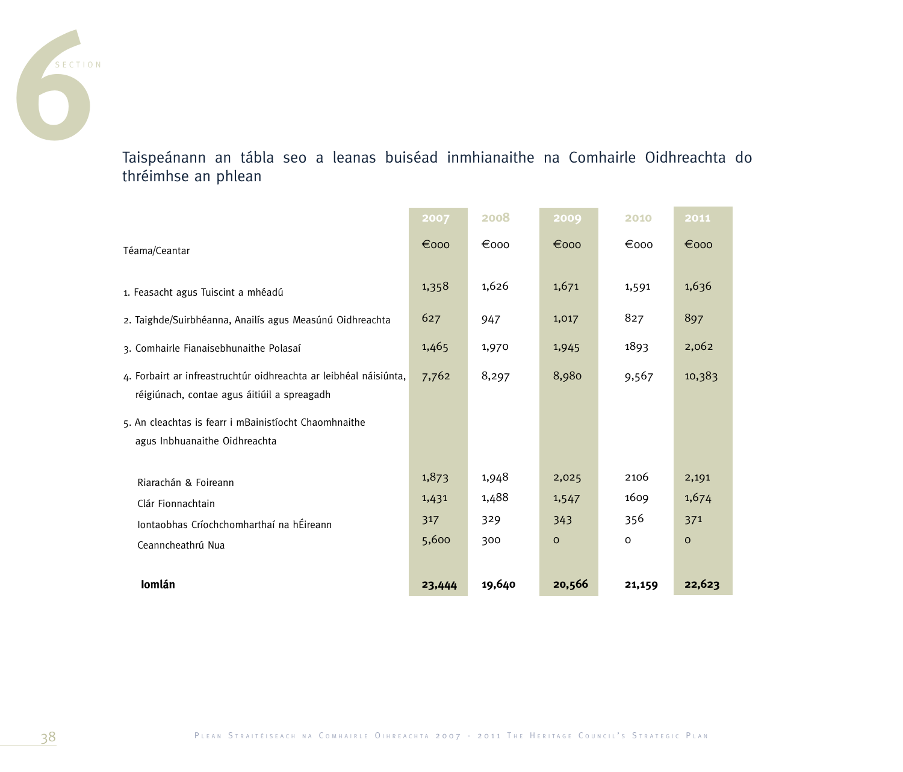Taispeánann an tábla seo a leanas buiséad inmhianaithe na Comhairle Oidhreachta do thréimhse an phlean

| Téama/Ceantar | 2007<br>€000 | 2008<br>€000 | 2009<br>€000 | 2010<br>€000 | 2011<br>€000 |
|---|---|---|---|---|---|
| 1. Feasacht agus Tuiscint a mhéadú | 1,358 | 1,626 | 1,671 | 1,591 | 1,636 |
| 2. Taighde/Suirbhéanna, Anailís agus Measúnú Oidhreachta | 627 | 947 | 1,017 | 827 | 897 |
| 3. Comhairle Fianaisebhunaithe Polasaí | 1,465 | 1,970 | 1,945 | 1893 | 2,062 |
| 4. Forbairt ar infreastruchtúr oidhreachta ar leibhéal náisiúnta, réigiúnach, contae agus áitiúil a spreagadh | 7,762 | 8,297 | 8,980 | 9,567 | 10,383 |
| 5. An cleachtas is fearr i mBainistíocht Chaomhnaithe agus Inbhuanaithe Oidhreachta | | | | | |
| Riarachán & Foireann | 1,873 | 1,948 | 2,025 | 2106 | 2,191 |
| Clár Fionnachtain | 1,431 | 1,488 | 1,547 | 1609 | 1,674 |
| Iontaobhas Críochchomharthaí na hÉireann | 317 | 329 | 343 | 356 | 371 |
| Ceanncheathrú Nua | 5,600 | 300 | 0 | 0 | 0 |
| **Iomlán** | **23,444** | **19,640** | **20,566** | **21,159** | **22,623** |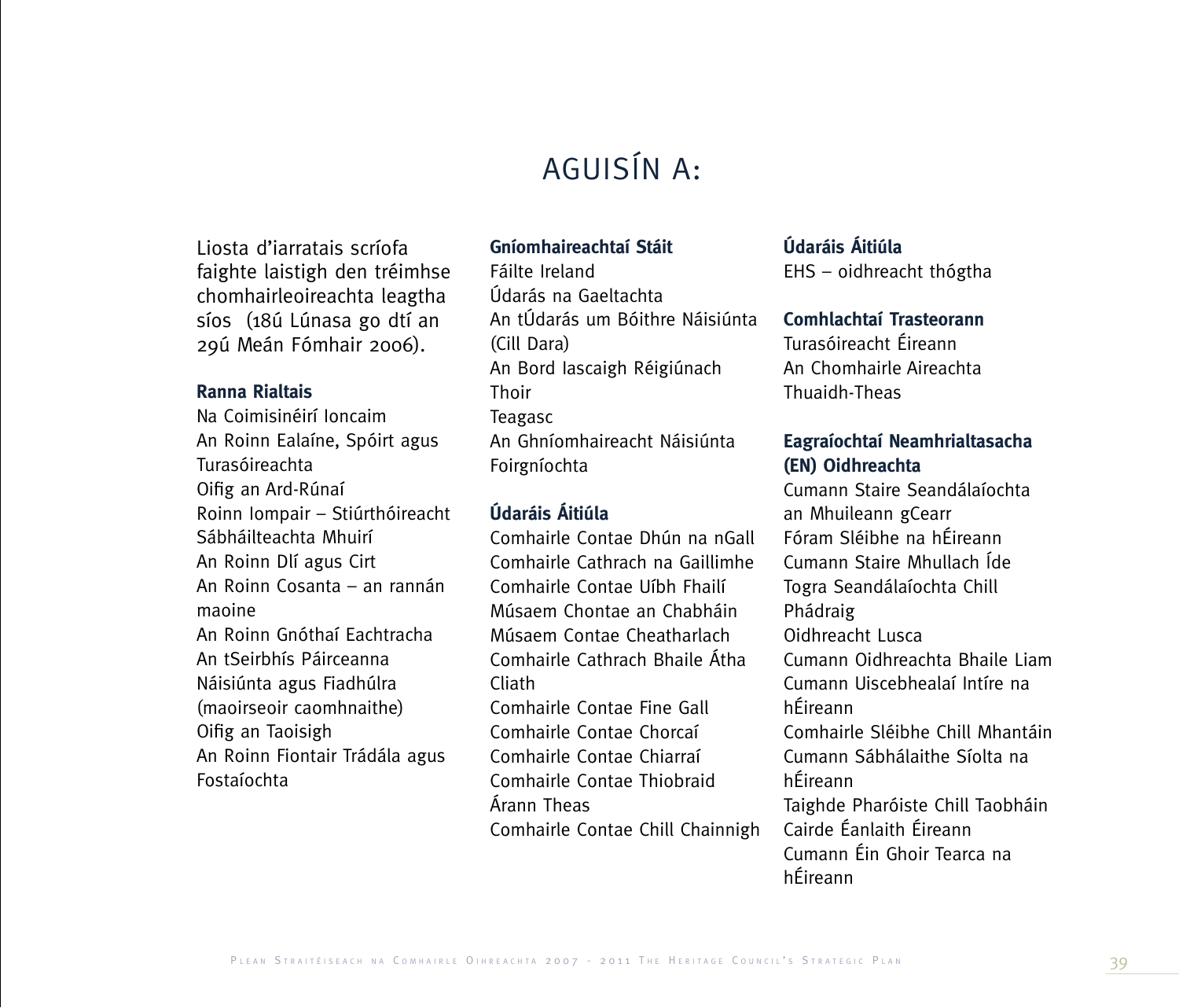# AGUISÍN A:

Liosta d'iarratais scríofa faighte laistigh den tréimhse chomhairleoireachta leagtha síos (18ú Lúnasa go dtí an 29ú Meán Fómhair 2006).

**Ranna Rialtais**

Na Coimisinéirí Ioncaim
An Roinn Ealaíne, Spóirt agus Turasóireachta
Oifig an Ard-Rúnaí
Roinn Iompair – Stiúrthóireacht Sábháilteachta Mhuirí
An Roinn Dlí agus Cirt
An Roinn Cosanta – an rannán maoine
An Roinn Gnóthaí Eachtracha
An tSeirbhís Páirceanna Náisiúnta agus Fiadhúlra (maoirseoir caomhnaithe)
Oifig an Taoisigh
An Roinn Fiontair Trádála agus Fostaíochta

**Gníomhaireachtaí Stáit**

Fáilte Ireland
Údarás na Gaeltachta
An tÚdarás um Bóithre Náisiúnta (Cill Dara)
An Bord Iascaigh Réigiúnach Thoir
Teagasc
An Ghníomhaireacht Náisiúnta Foirgníochta

**Údaráis Áitiúla**

Comhairle Contae Dhún na nGall
Comhairle Cathrach na Gaillimhe
Comhairle Contae Uíbh Fhailí
Músaem Chontae an Chabháin
Músaem Contae Cheatharlach
Comhairle Cathrach Bhaile Átha Cliath
Comhairle Contae Fine Gall
Comhairle Contae Chorcaí
Comhairle Contae Chiarraí
Comhairle Contae Thiobraid Árann Theas
Comhairle Contae Chill Chainnigh

**Údaráis Áitiúla**

EHS – oidhreacht thógtha

**Comhlachtaí Trasteorann**

Turasóireacht Éireann
An Chomhairle Aireachta Thuaidh-Theas

**Eagraíochtaí Neamhrialtasacha (EN) Oidhreachta**

Cumann Staire Seandálaíochta an Mhuileann gCearr
Fóram Sléibhe na hÉireann
Cumann Staire Mhullach Íde
Togra Seandálaíochta Chill Phádraig
Oidhreacht Lusca
Cumann Oidhreachta Bhaile Liam
Cumann Uiscebhealaí Intíre na hÉireann
Comhairle Sléibhe Chill Mhantáin
Cumann Sábhálaithe Síolta na hÉireann
Taighde Pharóiste Chill Taobháin
Cairde Éanlaith Éireann
Cumann Éin Ghoir Tearca na hÉireann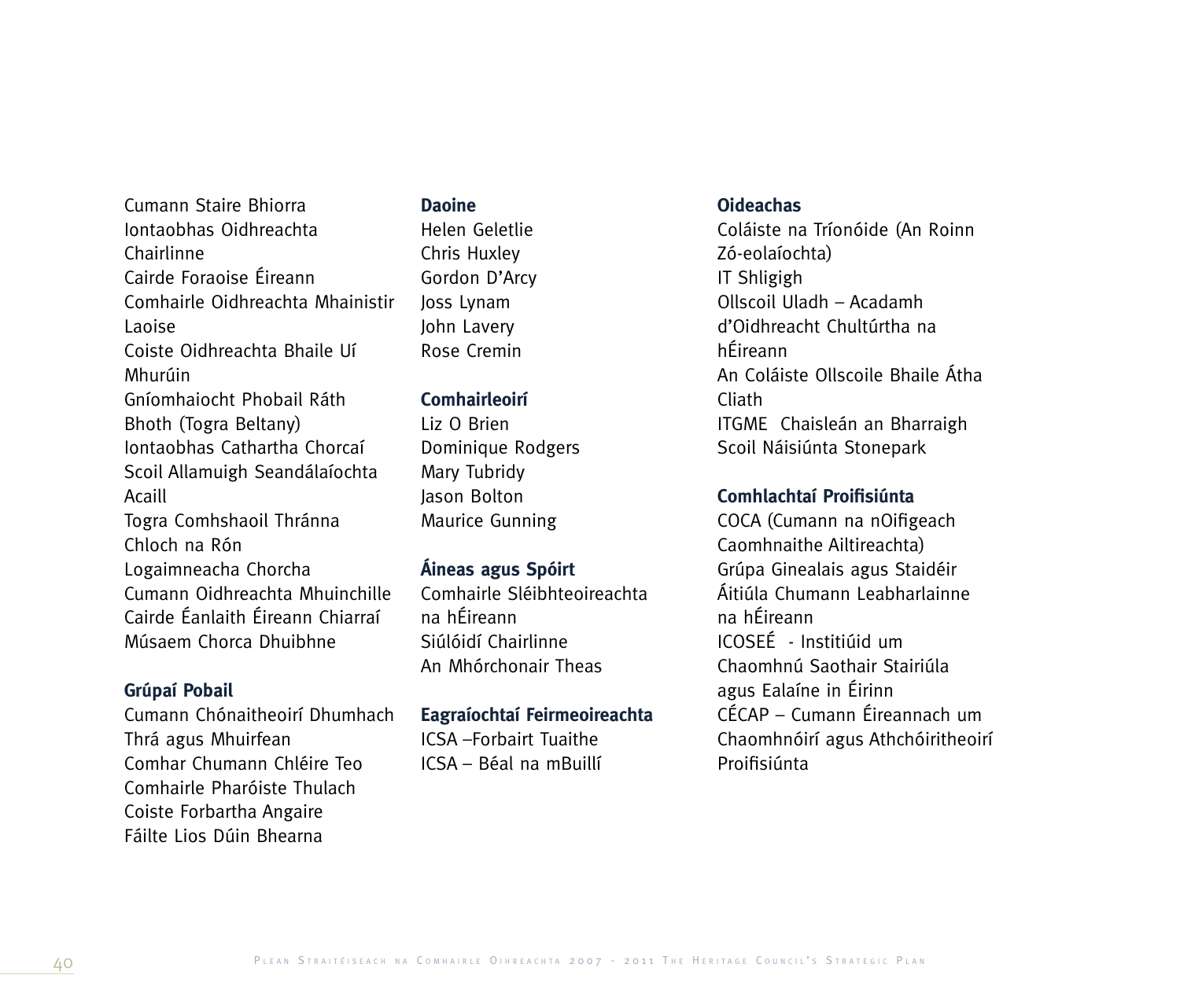Cumann Staire Bhiorra
Iontaobhas Oidhreachta Chairlinne
Cairde Foraoise Éireann
Comhairle Oidhreachta Mhainistir Laoise
Coiste Oidhreachta Bhaile Uí Mhurúin
Gníomhaiocht Phobail Ráth Bhoth (Togra Beltany)
Iontaobhas Cathartha Chorcaí
Scoil Allamuigh Seandálaíochta Acaill
Togra Comhshaoil Thránna Chloch na Rón
Logaimneacha Chorcha
Cumann Oidhreachta Mhuinchille
Cairde Éanlaith Éireann Chiarraí
Músaem Chorca Dhuibhne

**Grúpaí Pobail**

Cumann Chónaitheoirí Dhumhach Thrá agus Mhuirfean
Comhar Chumann Chléire Teo
Comhairle Pharóiste Thulach
Coiste Forbartha Angaire
Fáilte Lios Dúin Bhearna

**Daoine**

Helen Geletlie
Chris Huxley
Gordon D'Arcy
Joss Lynam
John Lavery
Rose Cremin

**Comhairleoirí**

Liz O Brien
Dominique Rodgers
Mary Tubridy
Jason Bolton
Maurice Gunning

**Áineas agus Spóirt**

Comhairle Sléibhteoireachta na hÉireann
Siúlóidí Chairlinne
An Mhórchonair Theas

**Eagraíochtaí Feirmeoireachta**

ICSA –Forbairt Tuaithe
ICSA – Béal na mBuillí

**Oideachas**

Coláiste na Tríonóide (An Roinn Zó-eolaíochta)
IT Shligigh
Ollscoil Uladh – Acadamh d'Oidhreacht Chultúrtha na hÉireann
An Coláiste Ollscoile Bhaile Átha Cliath
ITGME Chaisleán an Bharraigh
Scoil Náisiúnta Stonepark

**Comhlachtaí Proifisiúnta**

COCA (Cumann na nOifigeach Caomhnaithe Ailtireachta)
Grúpa Ginealais agus Staidéir Áitiúla Chumann Leabharlainne na hÉireann
ICOSEÉ - Institiúid um Chaomhnú Saothair Stairiúla agus Ealaíne in Éirinn
CÉCAP – Cumann Éireannach um Chaomhnóirí agus Athchóiritheoirí Proifisiúnta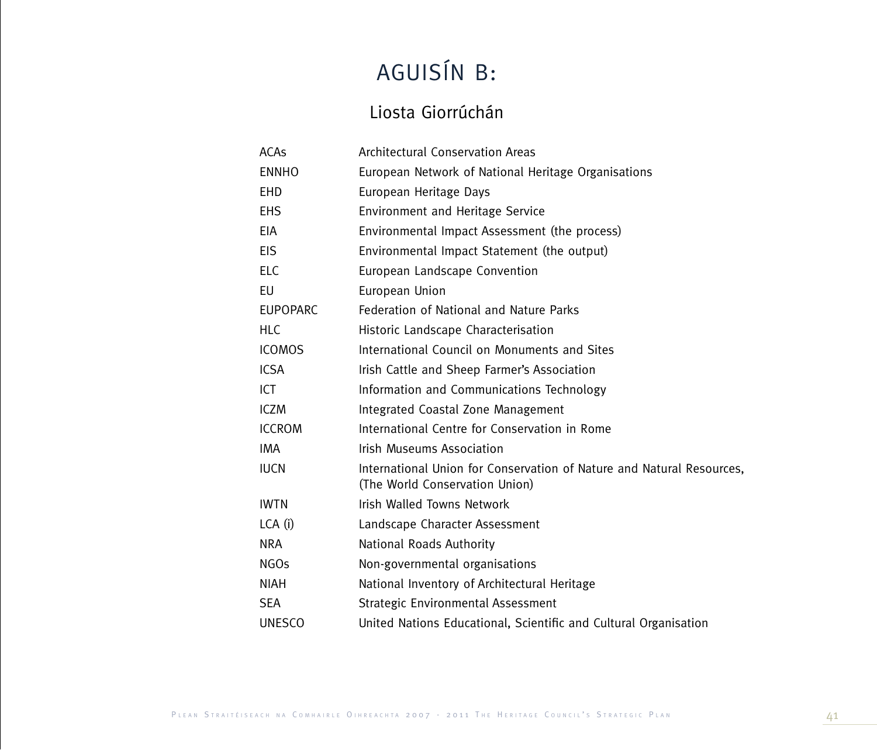# AGUISÍN B:

## Liosta Giorrúchán

| | |
|---|---|
| ACAs | Architectural Conservation Areas |
| ENNHO | European Network of National Heritage Organisations |
| EHD | European Heritage Days |
| EHS | Environment and Heritage Service |
| EIA | Environmental Impact Assessment (the process) |
| EIS | Environmental Impact Statement (the output) |
| ELC | European Landscape Convention |
| EU | European Union |
| EUPOPARC | Federation of National and Nature Parks |
| HLC | Historic Landscape Characterisation |
| ICOMOS | International Council on Monuments and Sites |
| ICSA | Irish Cattle and Sheep Farmer's Association |
| ICT | Information and Communications Technology |
| ICZM | Integrated Coastal Zone Management |
| ICCROM | International Centre for Conservation in Rome |
| IMA | Irish Museums Association |
| IUCN | International Union for Conservation of Nature and Natural Resources, (The World Conservation Union) |
| IWTN | Irish Walled Towns Network |
| LCA (i) | Landscape Character Assessment |
| NRA | National Roads Authority |
| NGOs | Non-governmental organisations |
| NIAH | National Inventory of Architectural Heritage |
| SEA | Strategic Environmental Assessment |
| UNESCO | United Nations Educational, Scientific and Cultural Organisation |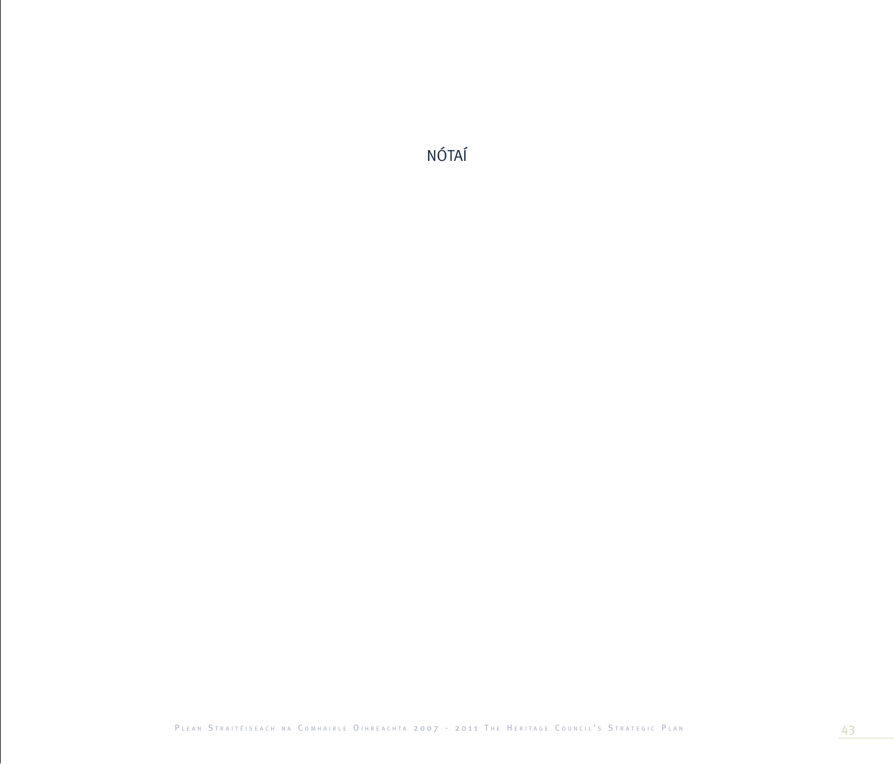# NÓTAÍ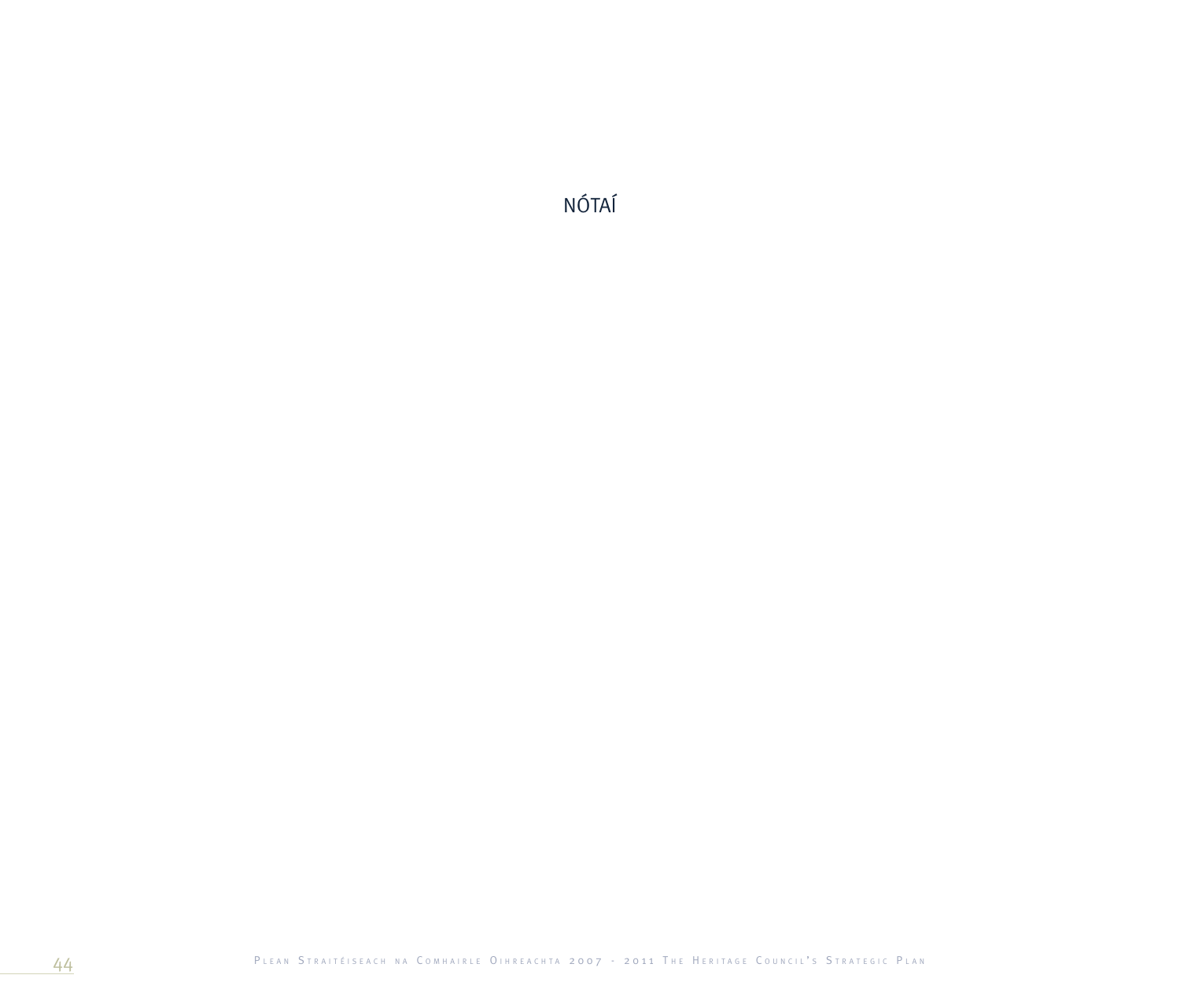# NÓTAÍ